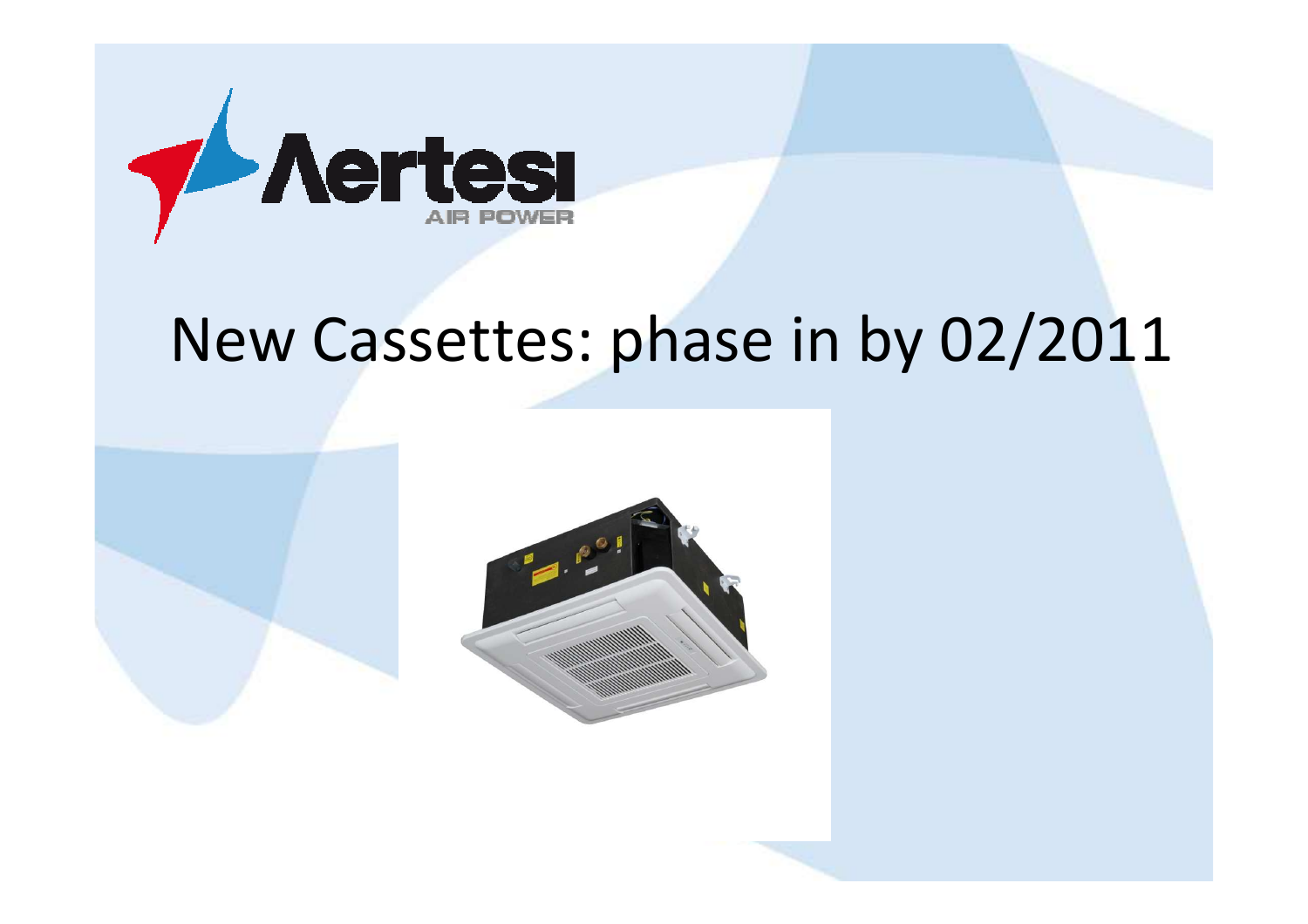Aertesi AIR POWER

# New Cassettes: phase in by 02/2011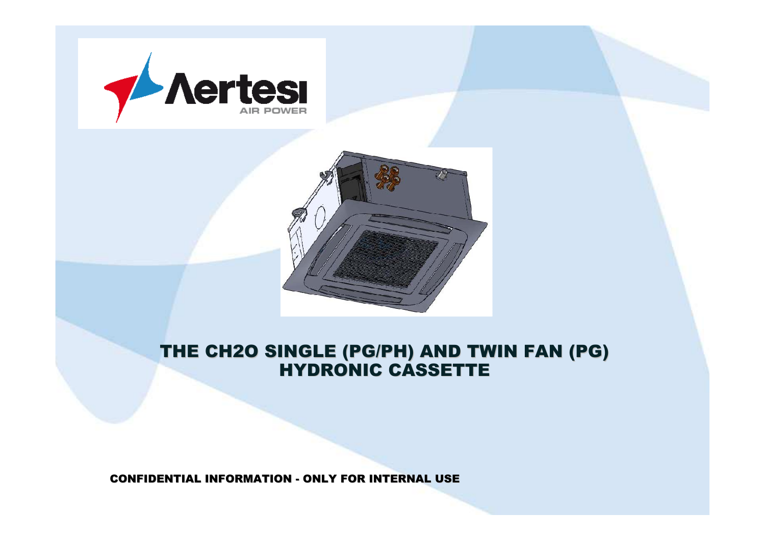# THE CH2O SINGLE (PG/PH) AND TWIN FAN (PG) HYDRONIC CASSETTE

CONFIDENTIAL INFORMATION - ONLY FOR INTERNAL USE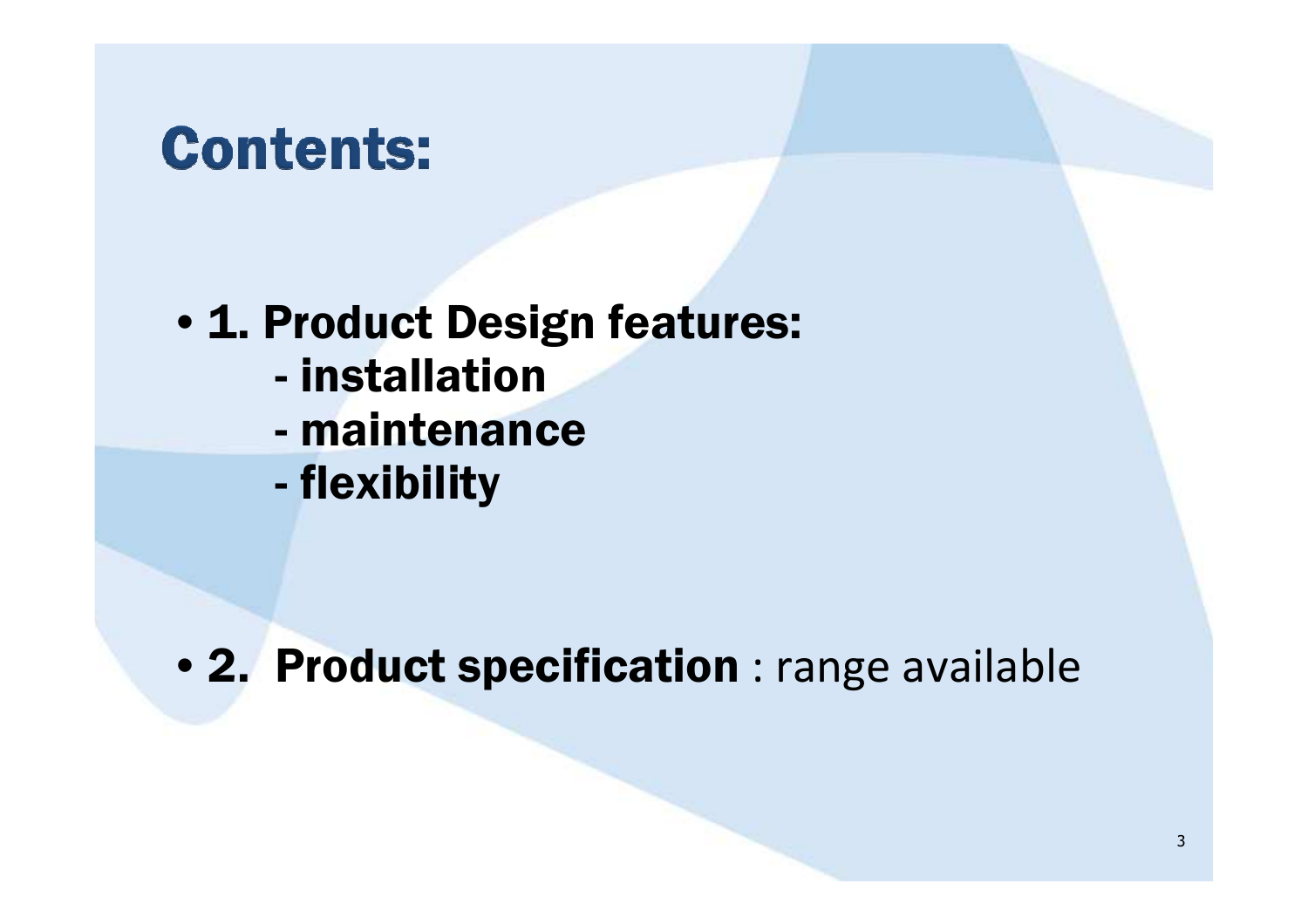# Contents:

- **1. Product Design features:**
  - **- installation**
  - **- maintenance**
  - **- flexibility**

- **2. Product specification** : range available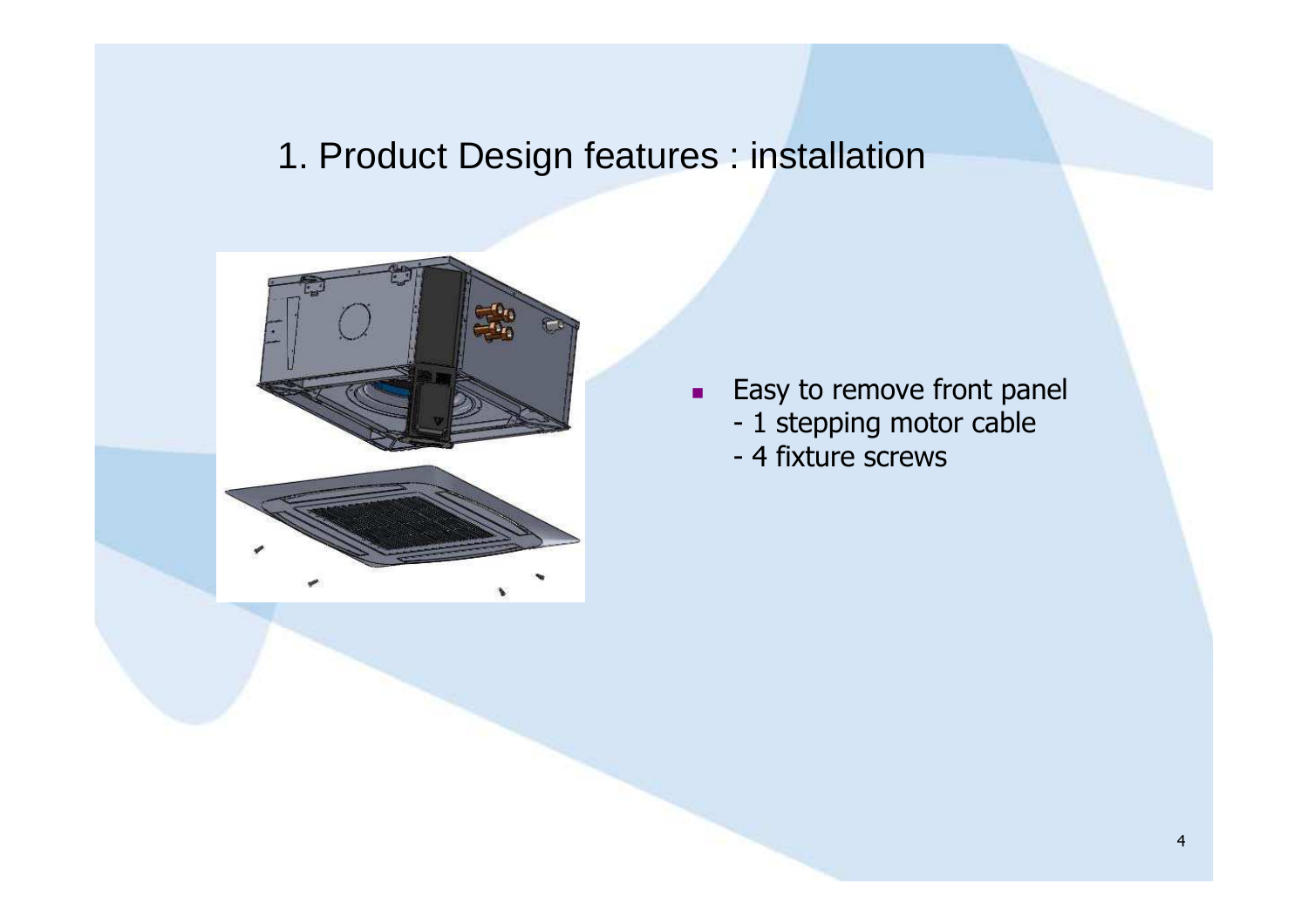# 1. Product Design features : installation

- Easy to remove front panel
  - 1 stepping motor cable
  - 4 fixture screws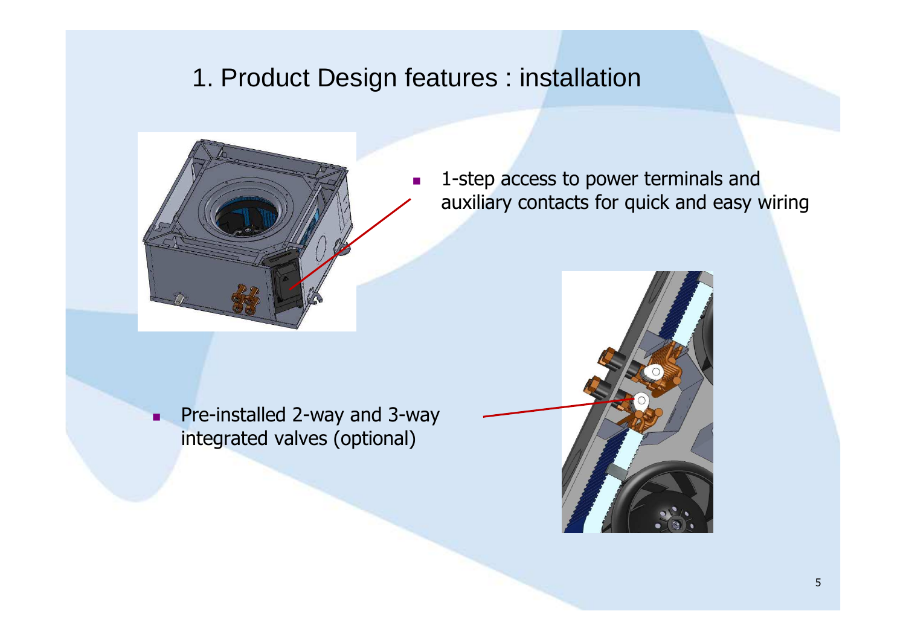# 1. Product Design features : installation

- 1-step access to power terminals and auxiliary contacts for quick and easy wiring

- Pre-installed 2-way and 3-way integrated valves (optional)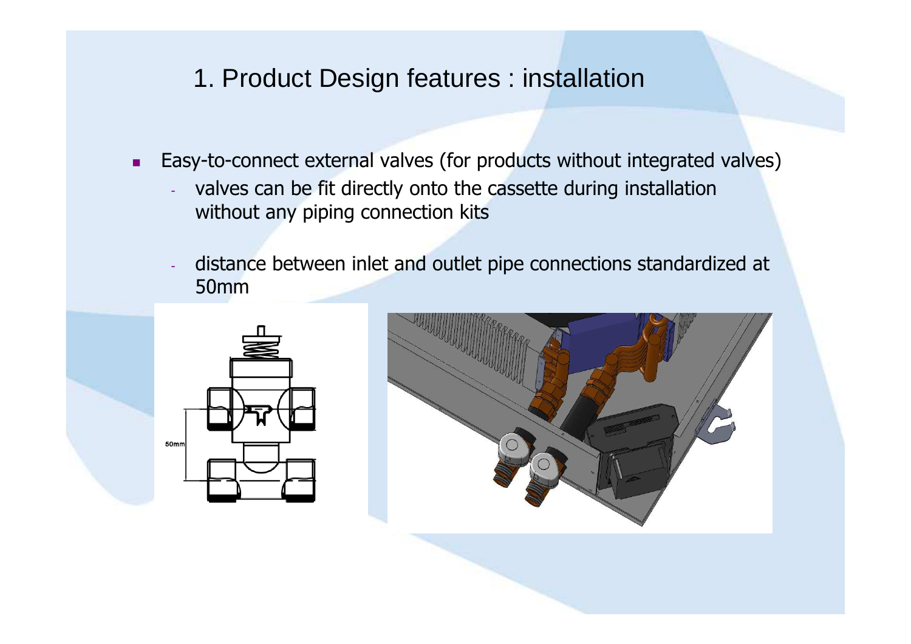# 1. Product Design features : installation

- Easy-to-connect external valves (for products without integrated valves)
  - valves can be fit directly onto the cassette during installation without any piping connection kits
  - distance between inlet and outlet pipe connections standardized at 50mm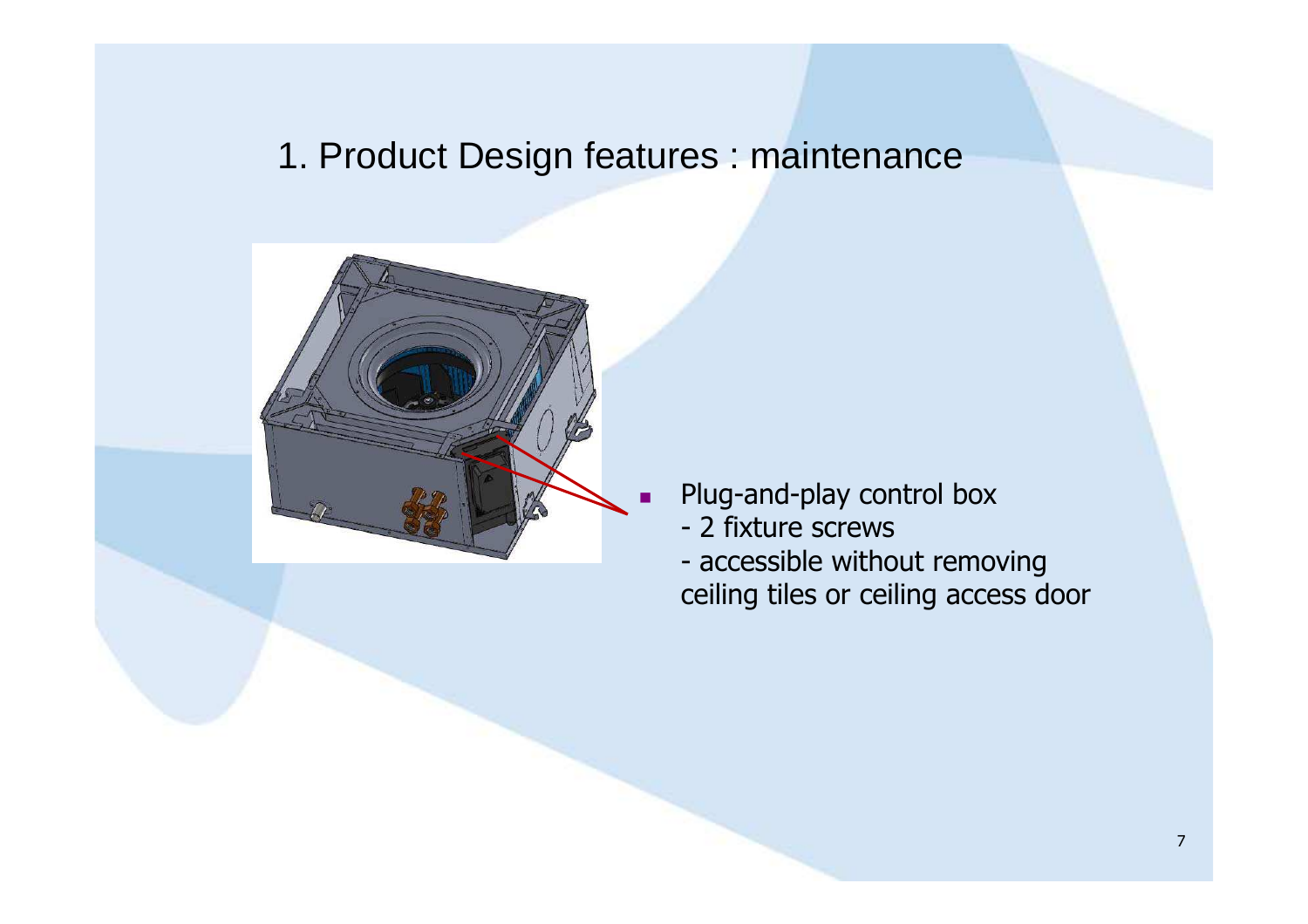# 1. Product Design features : maintenance

- Plug-and-play control box
  - 2 fixture screws
  - accessible without removing ceiling tiles or ceiling access door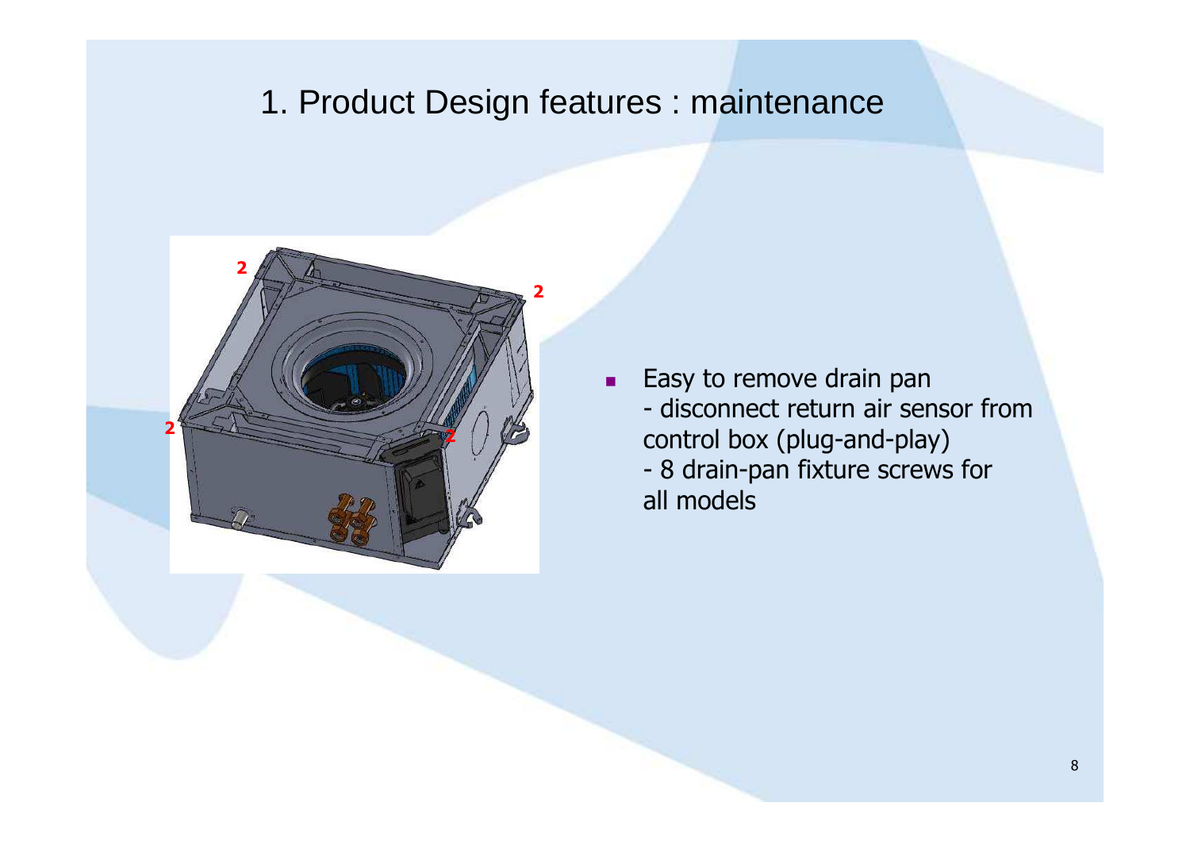# 1. Product Design features : maintenance

- Easy to remove drain pan
  - disconnect return air sensor from control box (plug-and-play)
  - 8 drain-pan fixture screws for all models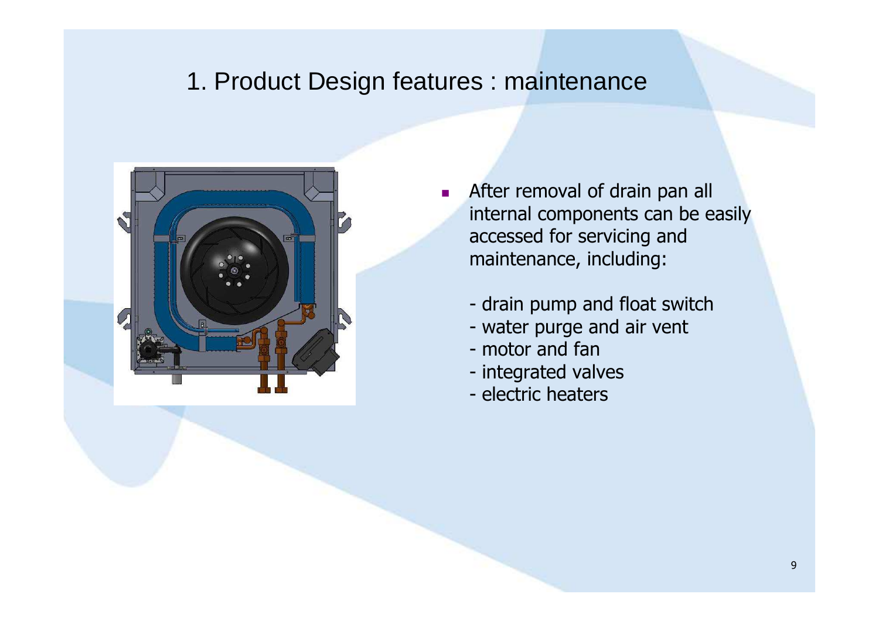# 1. Product Design features : maintenance

- After removal of drain pan all internal components can be easily accessed for servicing and maintenance, including:

  - drain pump and float switch
  - water purge and air vent
  - motor and fan
  - integrated valves
  - electric heaters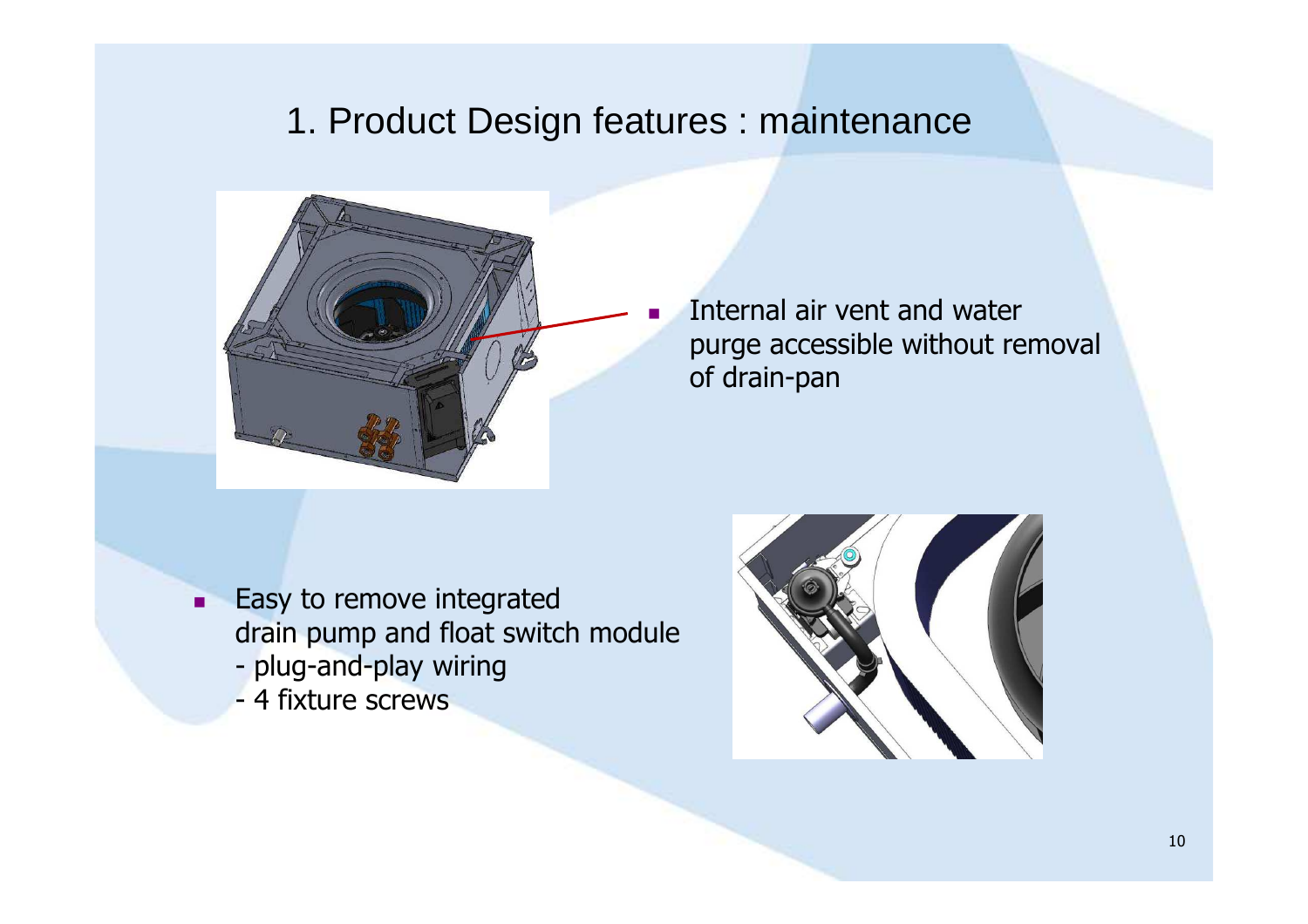# 1. Product Design features : maintenance

- Internal air vent and water purge accessible without removal of drain-pan

- Easy to remove integrated drain pump and float switch module
  - plug-and-play wiring
  - 4 fixture screws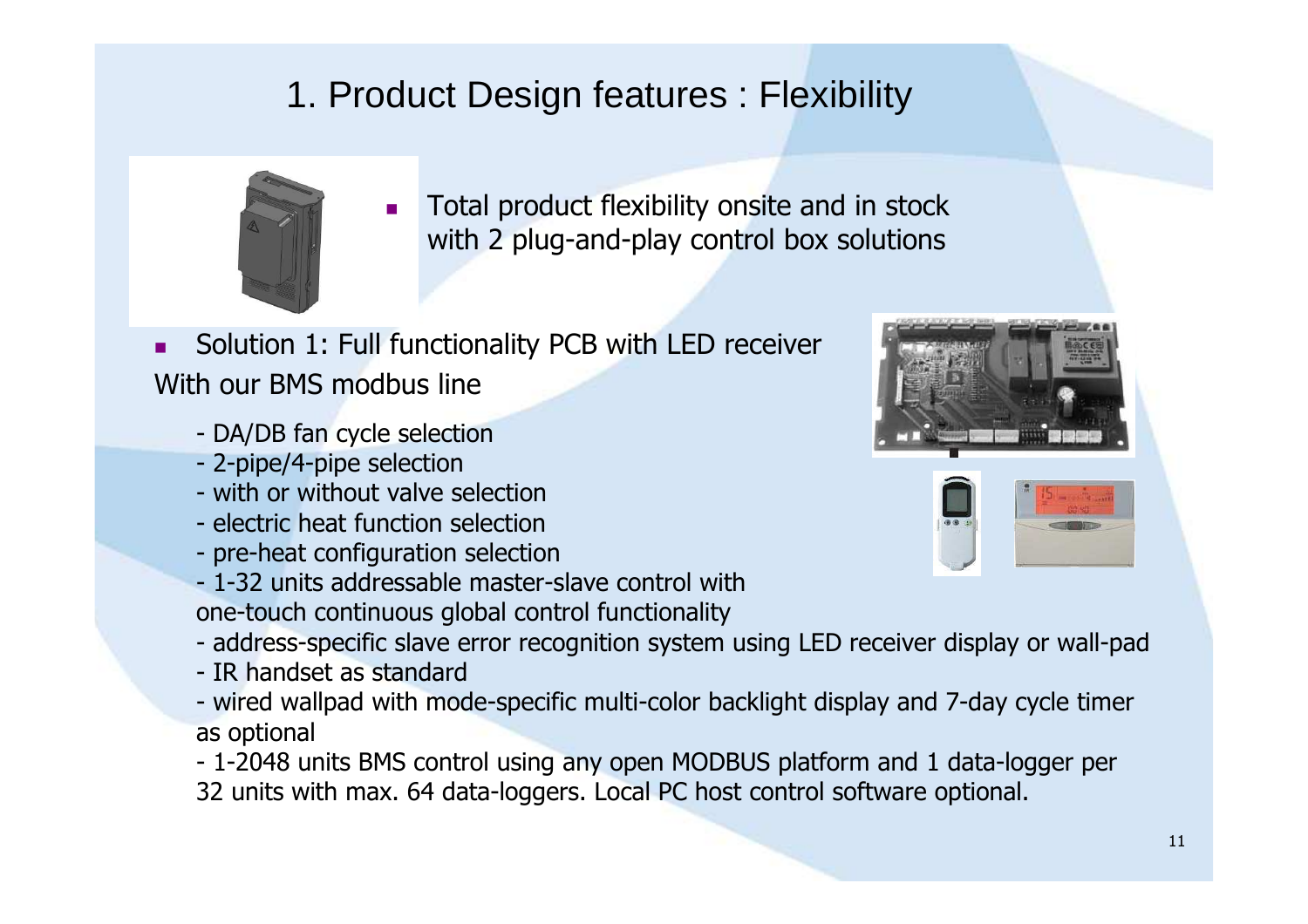# 1. Product Design features : Flexibility

- Total product flexibility onsite and in stock with 2 plug-and-play control box solutions

- Solution 1: Full functionality PCB with LED receiver

With our BMS modbus line

- DA/DB fan cycle selection
- 2-pipe/4-pipe selection
- with or without valve selection
- electric heat function selection
- pre-heat configuration selection
- 1-32 units addressable master-slave control with one-touch continuous global control functionality
- address-specific slave error recognition system using LED receiver display or wall-pad
- IR handset as standard
- wired wallpad with mode-specific multi-color backlight display and 7-day cycle timer as optional
- 1-2048 units BMS control using any open MODBUS platform and 1 data-logger per 32 units with max. 64 data-loggers. Local PC host control software optional.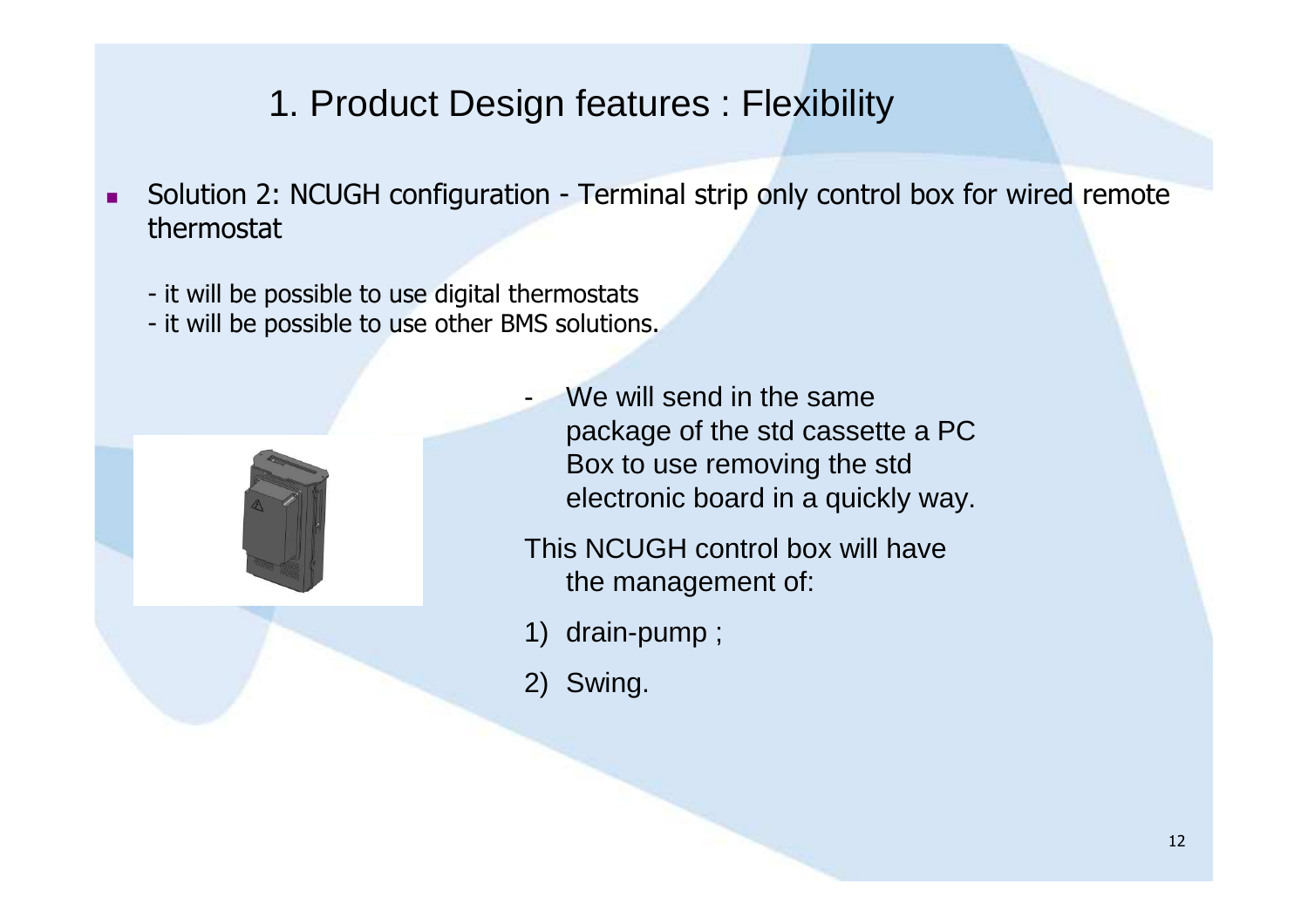# 1. Product Design features : Flexibility

- Solution 2: NCUGH configuration - Terminal strip only control box for wired remote thermostat

  - it will be possible to use digital thermostats
  - it will be possible to use other BMS solutions.

- We will send in the same package of the std cassette a PC Box to use removing the std electronic board in a quickly way.

This NCUGH control box will have the management of:

1) drain-pump ;
2) Swing.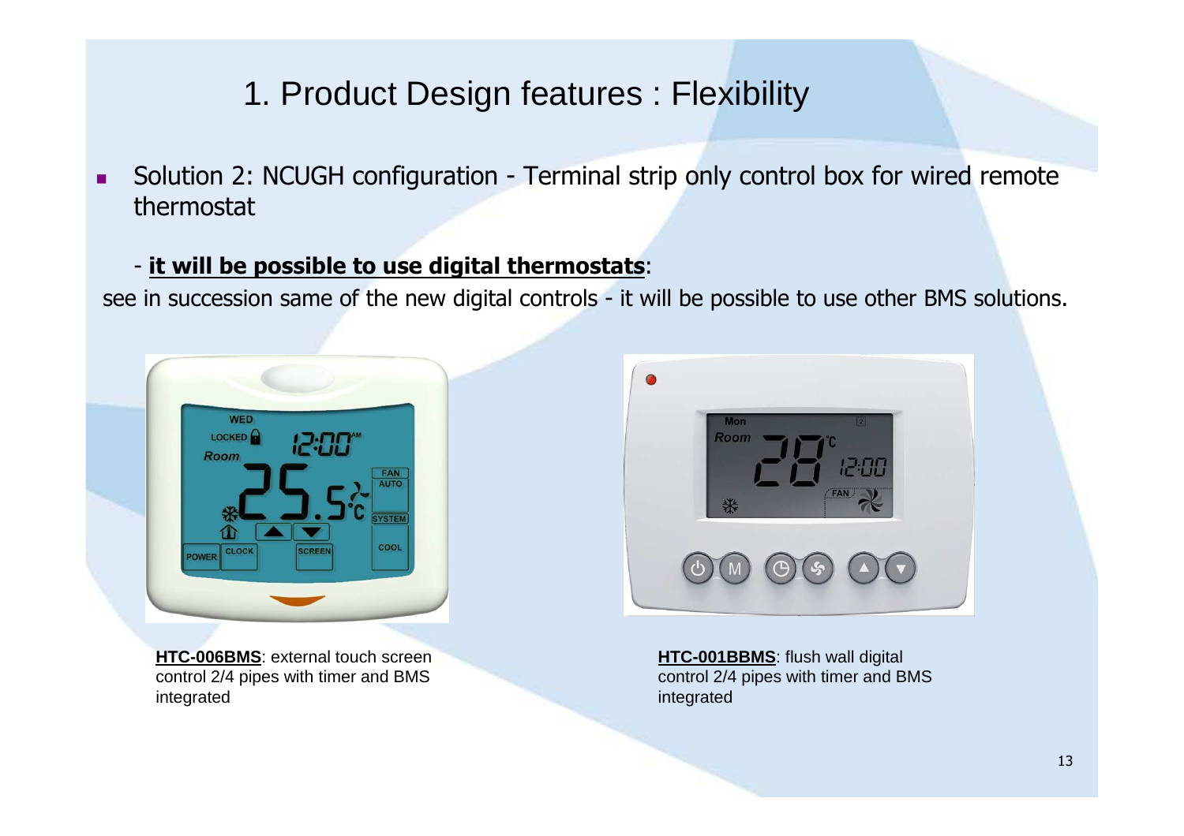# 1. Product Design features : Flexibility

- Solution 2: NCUGH configuration - Terminal strip only control box for wired remote thermostat

- **it will be possible to use digital thermostats**:

see in succession same of the new digital controls - it will be possible to use other BMS solutions.

**HTC-006BMS**: external touch screen control 2/4 pipes with timer and BMS integrated

**HTC-001BBMS**: flush wall digital control 2/4 pipes with timer and BMS integrated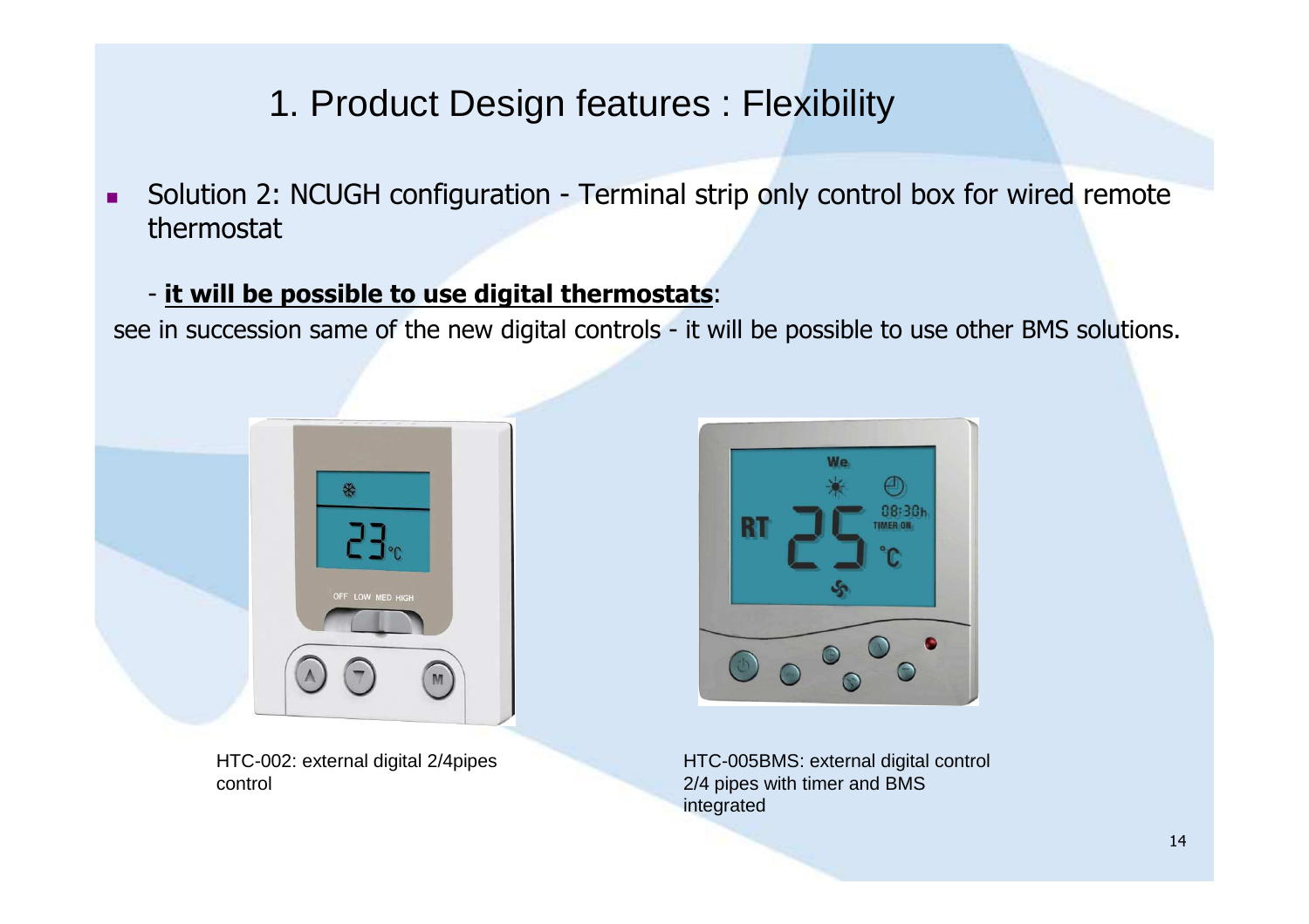# 1. Product Design features : Flexibility

- Solution 2: NCUGH configuration - Terminal strip only control box for wired remote thermostat

- **<u>it will be possible to use digital thermostats</u>**:

see in succession same of the new digital controls - it will be possible to use other BMS solutions.

HTC-002: external digital 2/4pipes control

HTC-005BMS: external digital control 2/4 pipes with timer and BMS integrated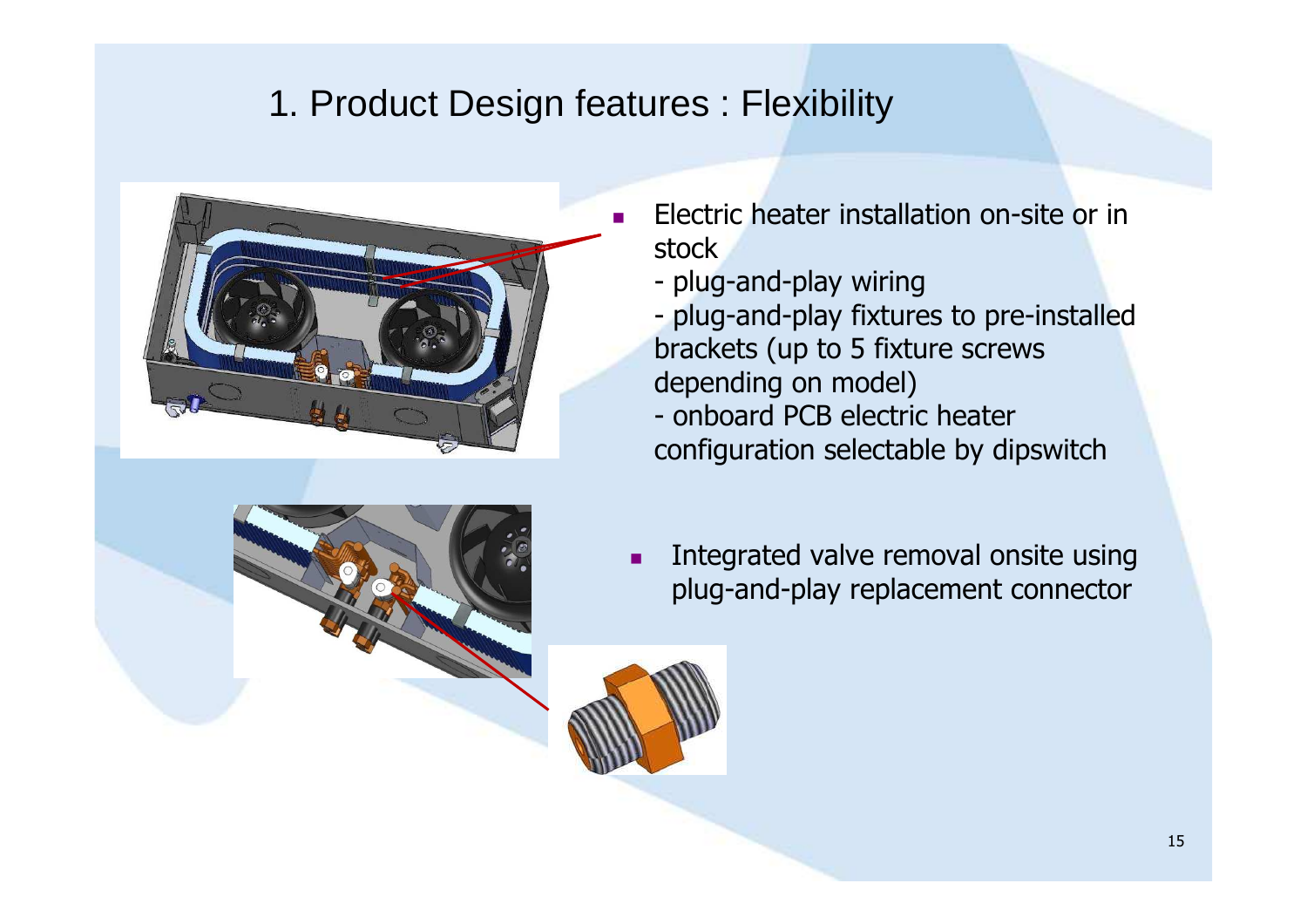# 1. Product Design features : Flexibility

- Electric heater installation on-site or in stock
  - plug-and-play wiring
  - plug-and-play fixtures to pre-installed brackets (up to 5 fixture screws depending on model)
  - onboard PCB electric heater configuration selectable by dipswitch

- Integrated valve removal onsite using plug-and-play replacement connector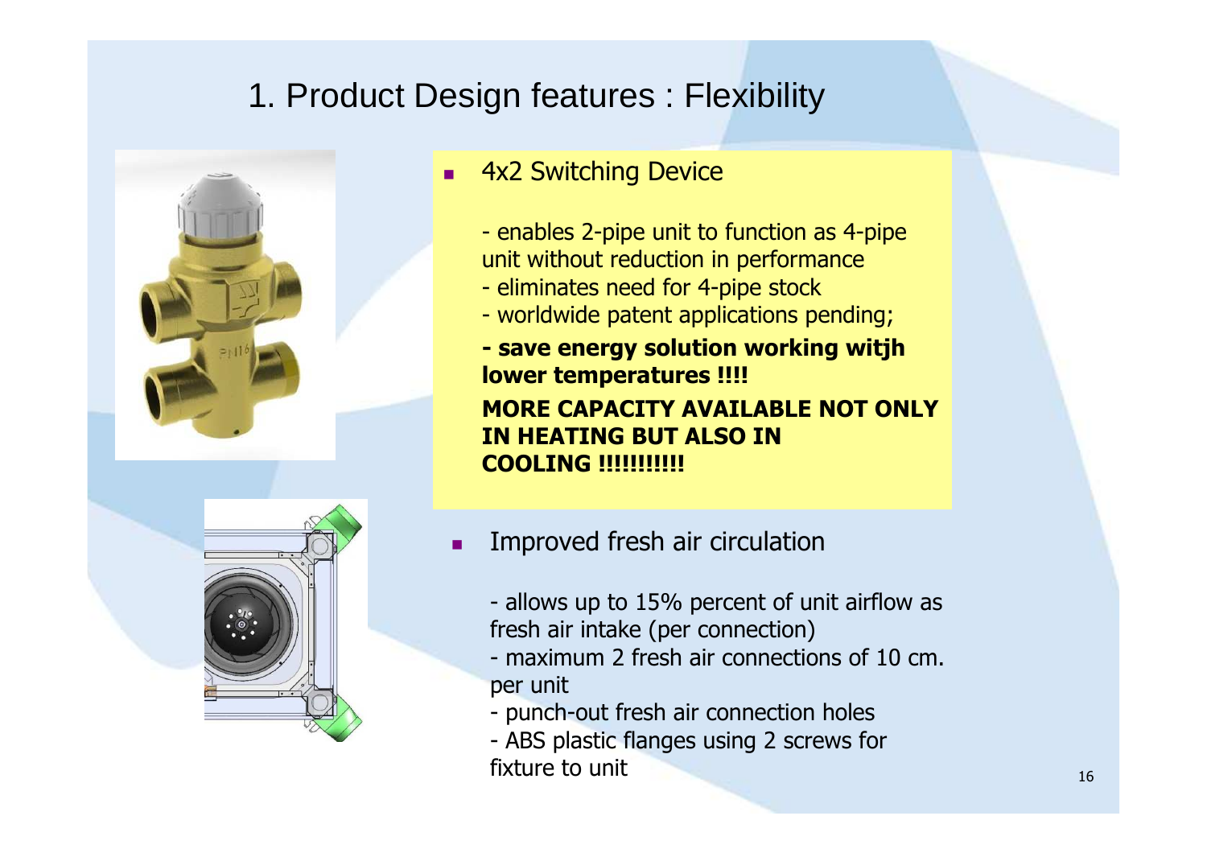# 1. Product Design features : Flexibility

- 4x2 Switching Device

  - enables 2-pipe unit to function as 4-pipe unit without reduction in performance
  - eliminates need for 4-pipe stock
  - worldwide patent applications pending;

  **- save energy solution working witjh lower temperatures !!!!**

  **MORE CAPACITY AVAILABLE NOT ONLY IN HEATING BUT ALSO IN COOLING !!!!!!!!!!**

- Improved fresh air circulation

  - allows up to 15% percent of unit airflow as fresh air intake (per connection)
  - maximum 2 fresh air connections of 10 cm. per unit
  - punch-out fresh air connection holes
  - ABS plastic flanges using 2 screws for fixture to unit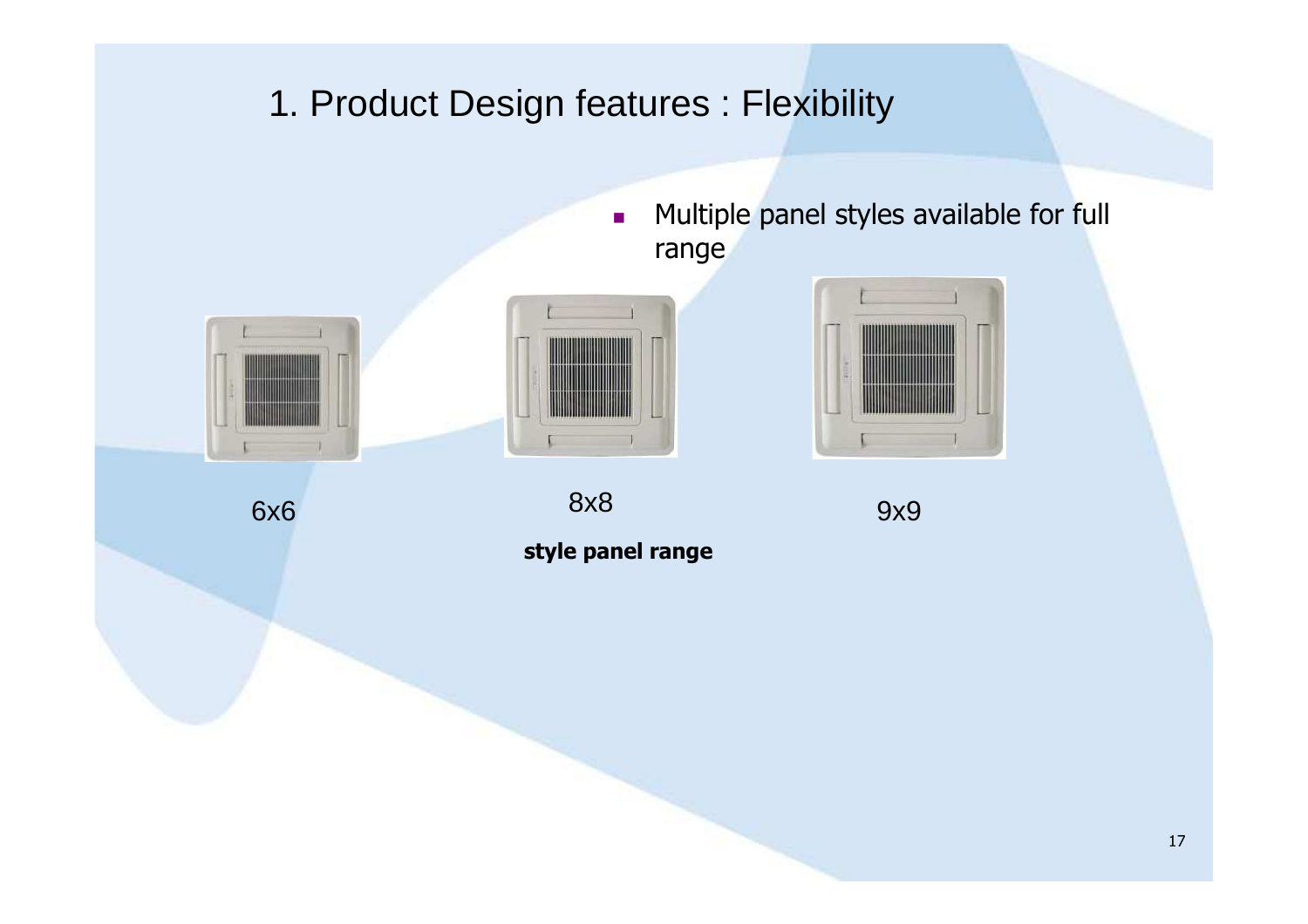# 1. Product Design features : Flexibility

- Multiple panel styles available for full range

6x6

8x8

9x9

**style panel range**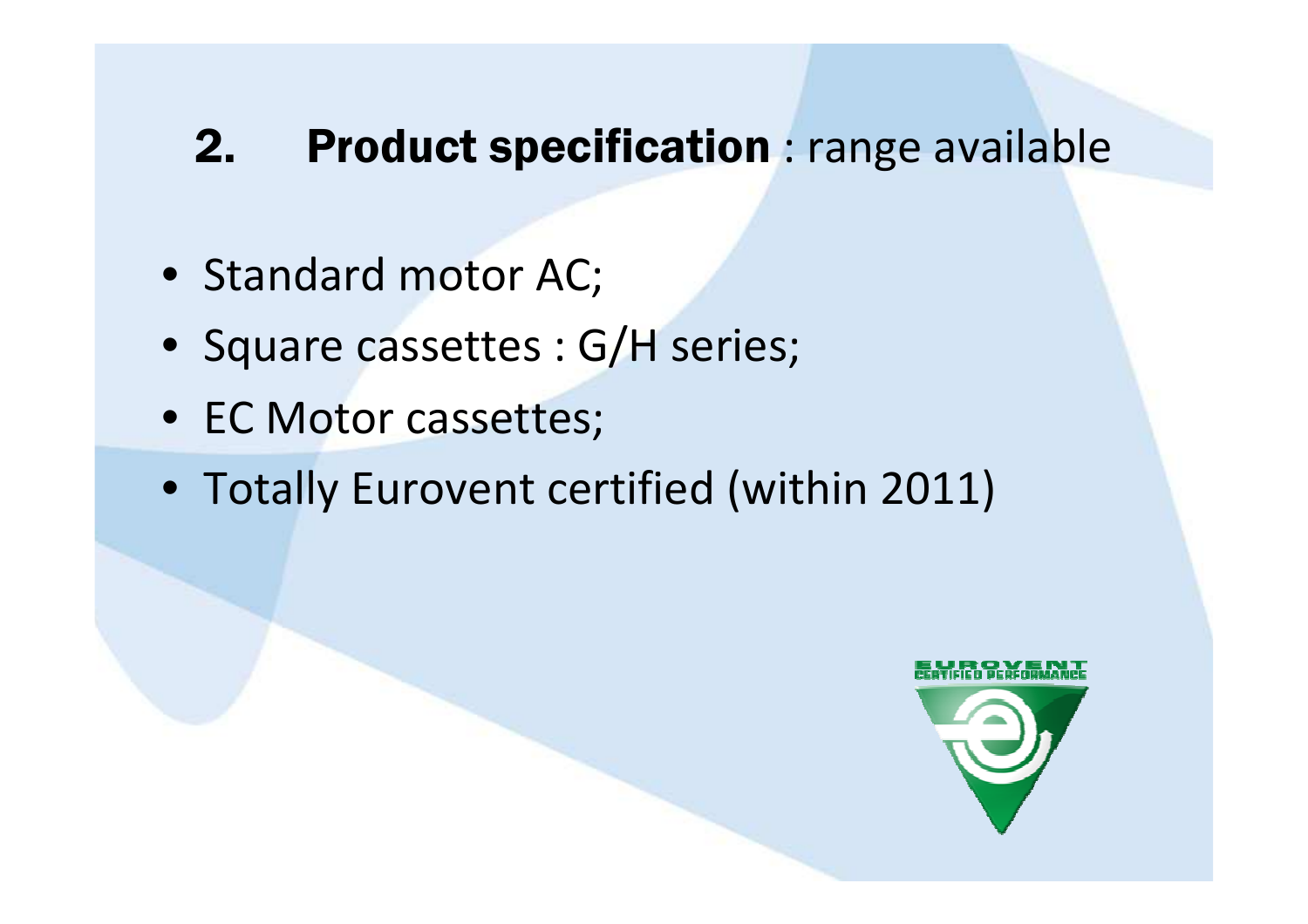## 2. **Product specification** : range available

- Standard motor AC;
- Square cassettes : G/H series;
- EC Motor cassettes;
- Totally Eurovent certified (within 2011)

EUROVENT CERTIFIED PERFORMANCE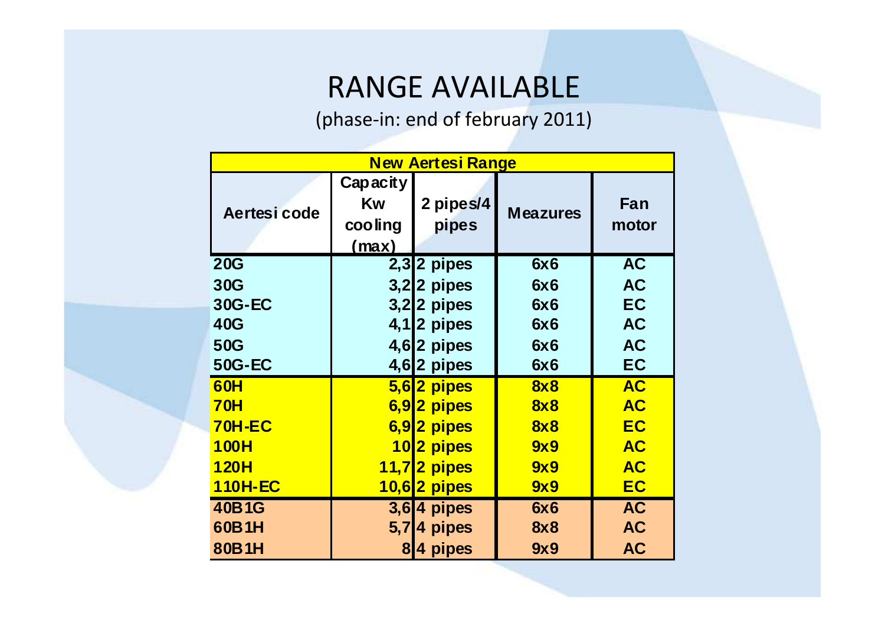# RANGE AVAILABLE

(phase-in: end of february 2011)

| New Aertesi Range | | | | |
|---|---|---|---|---|
| Aertesi code | Capacity Kw cooling (max) | 2 pipes/4 pipes | Meazures | Fan motor |
| 20G | 2,3 | 2 pipes | 6x6 | AC |
| 30G | 3,2 | 2 pipes | 6x6 | AC |
| 30G-EC | 3,2 | 2 pipes | 6x6 | EC |
| 40G | 4,1 | 2 pipes | 6x6 | AC |
| 50G | 4,6 | 2 pipes | 6x6 | AC |
| 50G-EC | 4,6 | 2 pipes | 6x6 | EC |
| 60H | 5,6 | 2 pipes | 8x8 | AC |
| 70H | 6,9 | 2 pipes | 8x8 | AC |
| 70H-EC | 6,9 | 2 pipes | 8x8 | EC |
| 100H | 10 | 2 pipes | 9x9 | AC |
| 120H | 11,7 | 2 pipes | 9x9 | AC |
| 110H-EC | 10,6 | 2 pipes | 9x9 | EC |
| 40B1G | 3,6 | 4 pipes | 6x6 | AC |
| 60B1H | 5,7 | 4 pipes | 8x8 | AC |
| 80B1H | 8 | 4 pipes | 9x9 | AC |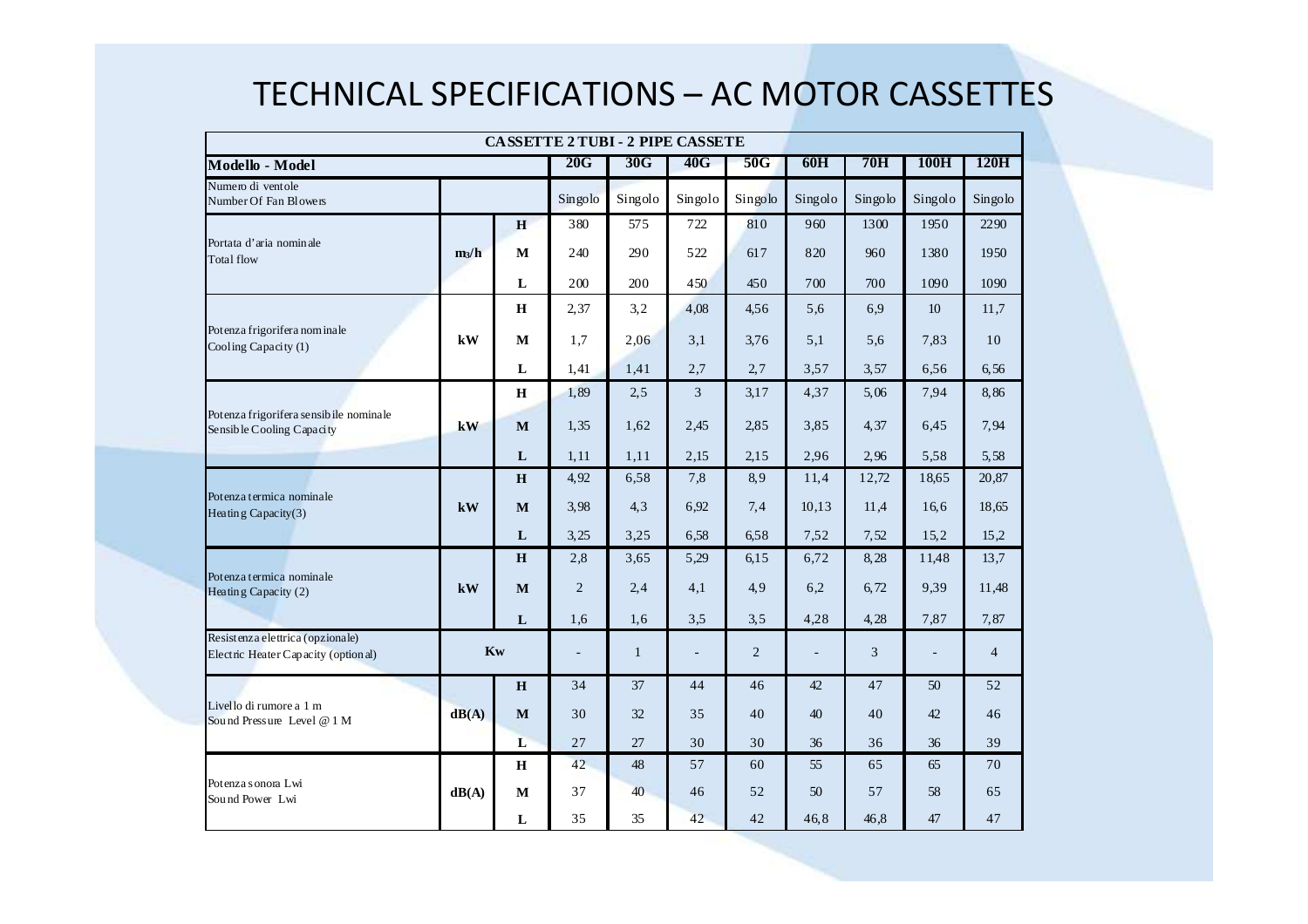# TECHNICAL SPECIFICATIONS – AC MOTOR CASSETTES

| CASSETTE 2 TUBI - 2 PIPE CASSETE | | | | | | | | | | |
|---|---|---|---|---|---|---|---|---|---|---|
| **Modello - Model** | | | **20G** | **30G** | **40G** | **50G** | **60H** | **70H** | **100H** | **120H** |
| Numero di ventole<br>Number Of Fan Blowers | | | Singolo | Singolo | Singolo | Singolo | Singolo | Singolo | Singolo | Singolo |
| Portata d'aria nominale<br>Total flow | $m_3/h$ | **H** | 380 | 575 | 722 | 810 | 960 | 1300 | 1950 | 2290 |
| | | **M** | 240 | 290 | 522 | 617 | 820 | 960 | 1380 | 1950 |
| | | **L** | 200 | 200 | 450 | 450 | 700 | 700 | 1090 | 1090 |
| Potenza frigorifera nominale<br>Cooling Capacity (1) | **kW** | **H** | 2,37 | 3,2 | 4,08 | 4,56 | 5,6 | 6,9 | 10 | 11,7 |
| | | **M** | 1,7 | 2,06 | 3,1 | 3,76 | 5,1 | 5,6 | 7,83 | 10 |
| | | **L** | 1,41 | 1,41 | 2,7 | 2,7 | 3,57 | 3,57 | 6,56 | 6,56 |
| Potenza frigorifera sensibile nominale<br>Sensible Cooling Capacity | **kW** | **H** | 1,89 | 2,5 | 3 | 3,17 | 4,37 | 5,06 | 7,94 | 8,86 |
| | | **M** | 1,35 | 1,62 | 2,45 | 2,85 | 3,85 | 4,37 | 6,45 | 7,94 |
| | | **L** | 1,11 | 1,11 | 2,15 | 2,15 | 2,96 | 2,96 | 5,58 | 5,58 |
| Potenza termica nominale<br>Heating Capacity(3) | **kW** | **H** | 4,92 | 6,58 | 7,8 | 8,9 | 11,4 | 12,72 | 18,65 | 20,87 |
| | | **M** | 3,98 | 4,3 | 6,92 | 7,4 | 10,13 | 11,4 | 16,6 | 18,65 |
| | | **L** | 3,25 | 3,25 | 6,58 | 6,58 | 7,52 | 7,52 | 15,2 | 15,2 |
| Potenza termica nominale<br>Heating Capacity (2) | **kW** | **H** | 2,8 | 3,65 | 5,29 | 6,15 | 6,72 | 8,28 | 11,48 | 13,7 |
| | | **M** | 2 | 2,4 | 4,1 | 4,9 | 6,2 | 6,72 | 9,39 | 11,48 |
| | | **L** | 1,6 | 1,6 | 3,5 | 3,5 | 4,28 | 4,28 | 7,87 | 7,87 |
| Resistenza elettrica (opzionale)<br>Electric Heater Capacity (optional) | **Kw** | | - | 1 | - | 2 | - | 3 | - | 4 |
| Livello di rumore a 1 m<br>Sound Pressure Level @ 1 M | **dB(A)** | **H** | 34 | 37 | 44 | 46 | 42 | 47 | 50 | 52 |
| | | **M** | 30 | 32 | 35 | 40 | 40 | 40 | 42 | 46 |
| | | **L** | 27 | 27 | 30 | 30 | 36 | 36 | 36 | 39 |
| Potenza sonora Lwi<br>Sound Power Lwi | **dB(A)** | **H** | 42 | 48 | 57 | 60 | 55 | 65 | 65 | 70 |
| | | **M** | 37 | 40 | 46 | 52 | 50 | 57 | 58 | 65 |
| | | **L** | 35 | 35 | 42 | 42 | 46,8 | 46,8 | 47 | 47 |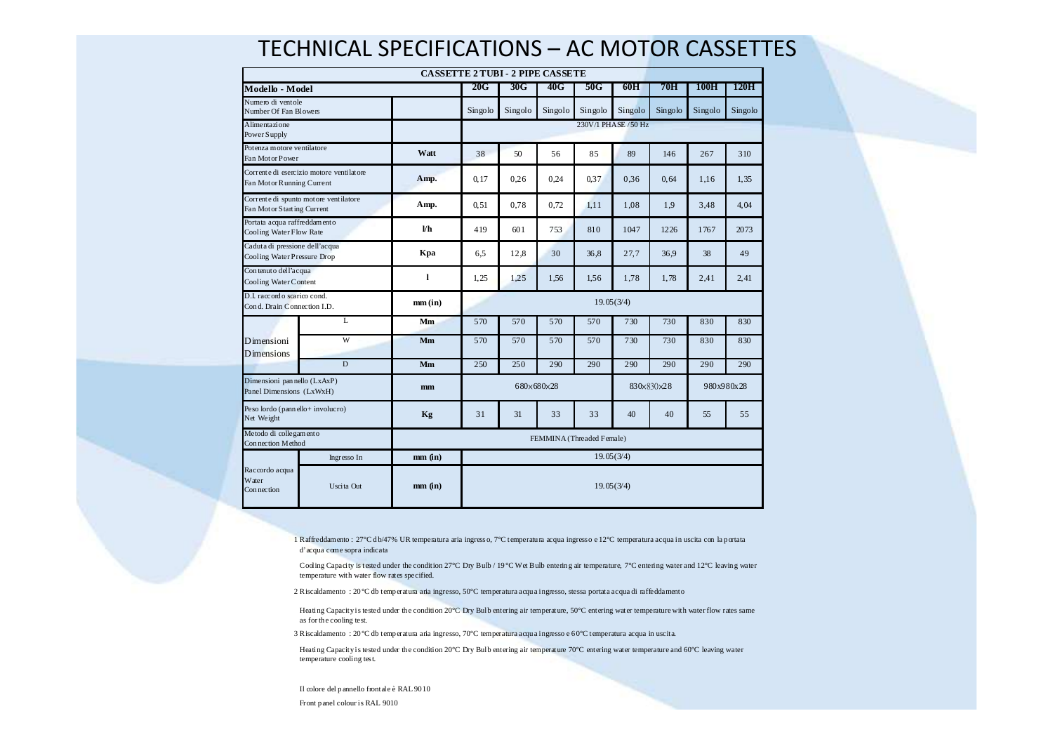# TECHNICAL SPECIFICATIONS – AC MOTOR CASSETTES

| CASSETTE 2 TUBI - 2 PIPE CASSETE | | | | | | | | | | |
|---|---|---|---|---|---|---|---|---|---|---|
| **Modello - Model** | | | **20G** | **30G** | **40G** | **50G** | **60H** | **70H** | **100H** | **120H** |
| Numero di ventole<br>Number Of Fan Blowers | | | Singolo | Singolo | Singolo | Singolo | Singolo | Singolo | Singolo | Singolo |
| Alimentazione<br>Power Supply | | | 230V/1 PHASE /50 Hz | | | | | | | |
| Potenza motore ventilatore<br>Fan Motor Power | | **Watt** | 38 | 50 | 56 | 85 | 89 | 146 | 267 | 310 |
| Corrente di esercizio motore ventilatore<br>Fan Motor Running Current | | **Amp.** | 0,17 | 0,26 | 0,24 | 0,37 | 0,36 | 0,64 | 1,16 | 1,35 |
| Corrente di spunto motore ventilatore<br>Fan Motor Starting Current | | **Amp.** | 0,51 | 0,78 | 0,72 | 1,11 | 1,08 | 1,9 | 3,48 | 4,04 |
| Portata acqua raffreddamento<br>Cooling Water Flow Rate | | **l/h** | 419 | 601 | 753 | 810 | 1047 | 1226 | 1767 | 2073 |
| Caduta di pressione dell'acqua<br>Cooling Water Pressure Drop | | **Kpa** | 6,5 | 12,8 | 30 | 36,8 | 27,7 | 36,9 | 38 | 49 |
| Contenuto dell'acqua<br>Cooling Water Content | | **l** | 1,25 | 1,25 | 1,56 | 1,56 | 1,78 | 1,78 | 2,41 | 2,41 |
| D.I. raccordo scarico cond.<br>Cond. Drain Connection I.D. | | **mm (in)** | 19.05(3/4) | | | | | | | |
| Dimensioni<br>Dimensions | L | **Mm** | 570 | 570 | 570 | 570 | 730 | 730 | 830 | 830 |
| | W | **Mm** | 570 | 570 | 570 | 570 | 730 | 730 | 830 | 830 |
| | D | **Mm** | 250 | 250 | 290 | 290 | 290 | 290 | 290 | 290 |
| Dimensioni pannello (LxAxP)<br>Panel Dimensions (LxWxH) | | **mm** | 680x680x28 | | | | 830x830x28 | | 980x980x28 | |
| Peso lordo (pannello+ involucro)<br>Net Weight | | **Kg** | 31 | 31 | 33 | 33 | 40 | 40 | 55 | 55 |
| Metodo di collegamento<br>Connection Method | | | FEMMINA (Threaded Female) | | | | | | | |
| Raccordo acqua<br>Water<br>Connection | Ingresso In | **mm (in)** | 19.05(3/4) | | | | | | | |
| | Uscita Out | **mm (in)** | 19.05(3/4) | | | | | | | |

1 Raffreddamento : 27°C db/47% UR temperatura aria ingresso, 7°C temperatura acqua ingresso e 12°C temperatura acqua in uscita con la portata d'acqua come sopra indicata

Cooling Capacity is tested under the condition 27°C Dry Bulb / 19°C Wet Bulb entering air temperature, 7°C entering water and 12°C leaving water temperature with water flow rates specified.

2 Riscaldamento : 20°C db temperatura aria ingresso, 50°C temperatura acqua ingresso, stessa portata acqua di raffeddamento

Heating Capacity is tested under the condition 20°C Dry Bulb entering air temperature, 50°C entering water temperature with water flow rates same as for the cooling test.

3 Riscaldamento : 20°C db temperatura aria ingresso, 70°C temperatura acqua ingresso e 60°C temperatura acqua in uscita.

Heating Capacity is tested under the condition 20°C Dry Bulb entering air temperature 70°C entering water temperature and 60°C leaving water temperature cooling test.

Il colore del pannello frontale è RAL 9010

Front panel colour is RAL 9010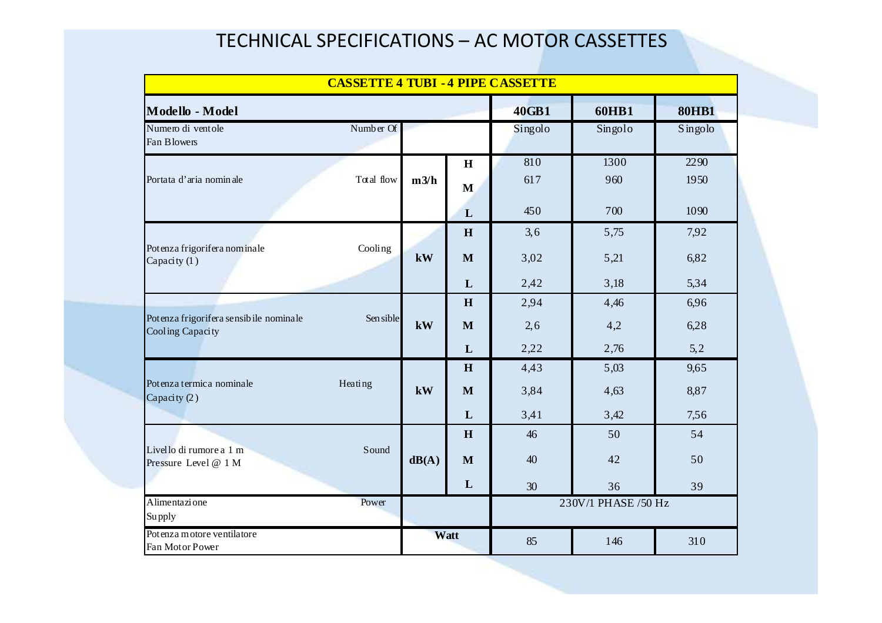# TECHNICAL SPECIFICATIONS – AC MOTOR CASSETTES

| CASSETTE 4 TUBI - 4 PIPE CASSETTE | | | | | |
|---|---|---|---|---|---|
| **Modello - Model** | | | **40GB1** | **60HB1** | **80HB1** |
| Numero di ventole / Number Of Fan Blowers | | | Singolo | Singolo | Singolo |
| Portata d'aria nominale / Total flow | m3/h | H | 810 | 1300 | 2290 |
| | | M | 617 | 960 | 1950 |
| | | L | 450 | 700 | 1090 |
| Potenza frigorifera nominale / Cooling Capacity (1) | kW | H | 3,6 | 5,75 | 7,92 |
| | | M | 3,02 | 5,21 | 6,82 |
| | | L | 2,42 | 3,18 | 5,34 |
| Potenza frigorifera sensibile nominale / Sensible Cooling Capacity | kW | H | 2,94 | 4,46 | 6,96 |
| | | M | 2,6 | 4,2 | 6,28 |
| | | L | 2,22 | 2,76 | 5,2 |
| Potenza termica nominale / Heating Capacity (2) | kW | H | 4,43 | 5,03 | 9,65 |
| | | M | 3,84 | 4,63 | 8,87 |
| | | L | 3,41 | 3,42 | 7,56 |
| Livello di rumore a 1 m / Sound Pressure Level @ 1 M | dB(A) | H | 46 | 50 | 54 |
| | | M | 40 | 42 | 50 |
| | | L | 30 | 36 | 39 |
| Alimentazione / Power Supply | | | 230V/1 PHASE /50 Hz | | |
| Potenza motore ventilatore / Fan Motor Power | Watt | | 85 | 146 | 310 |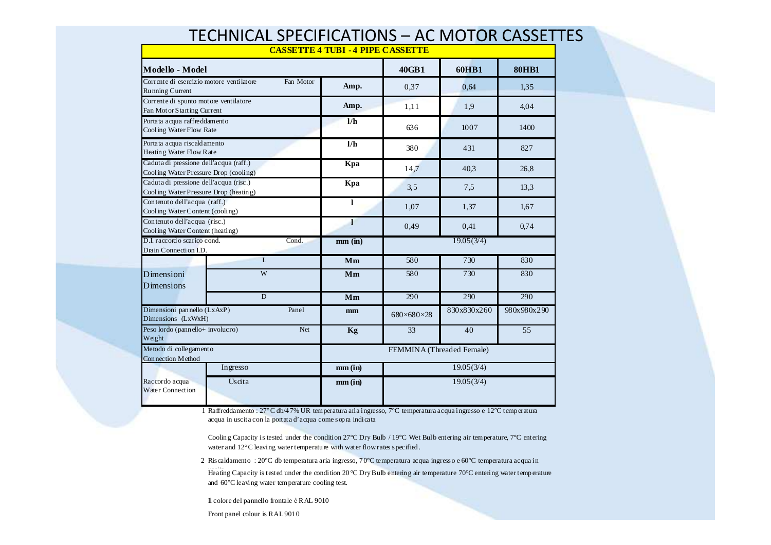# TECHNICAL SPECIFICATIONS – AC MOTOR CASSETTES

| CASSETTE 4 TUBI - 4 PIPE CASSETTE | | | | | |
|---|---|---|---|---|---|
| **Modello - Model** | | | **40GB1** | **60HB1** | **80HB1** |
| Corrente di esercizio motore ventilatore Running Current | Fan Motor | Amp. | 0,37 | 0,64 | 1,35 |
| Corrente di spunto motore ventilatore Fan Motor Starting Current | | Amp. | 1,11 | 1,9 | 4,04 |
| Portata acqua raffreddamento Cooling Water Flow Rate | | l/h | 636 | 1007 | 1400 |
| Portata acqua riscaldamento Heating Water Flow Rate | | l/h | 380 | 431 | 827 |
| Caduta di pressione dell'acqua (raff.) Cooling Water Pressure Drop (cooling) | | Kpa | 14,7 | 40,3 | 26,8 |
| Caduta di pressione dell'acqua (risc.) Cooling Water Pressure Drop (heating) | | Kpa | 3,5 | 7,5 | 13,3 |
| Contenuto dell'acqua (raff.) Cooling Water Content (cooling) | | l | 1,07 | 1,37 | 1,67 |
| Contenuto dell'acqua (risc.) Cooling Water Content (heating) | | l | 0,49 | 0,41 | 0,74 |
| D.I. raccordo scarico cond. Drain Connection I.D. | Cond. | mm (in) | 19.05(3/4) | | |
| Dimensioni Dimensions | L | Mm | 580 | 730 | 830 |
| | W | Mm | 580 | 730 | 830 |
| | D | Mm | 290 | 290 | 290 |
| Dimensioni pannello (LxAxP) Dimensions (LxWxH) | Panel | mm | 680×680×28 | 830x830x260 | 980x980x290 |
| Peso lordo (pannello+ involucro) Weight | Net | Kg | 33 | 40 | 55 |
| Metodo di collegamento Connection Method | | | FEMMINA (Threaded Female) | | |
| Raccordo acqua Water Connection | Ingresso | mm (in) | 19.05(3/4) | | |
| | Uscita | mm (in) | 19.05(3/4) | | |

1 Raffreddamento : 27°C db/47% UR temperatura aria ingresso, 7°C temperatura acqua ingresso e 12°C temperatura acqua in uscita con la portata d'acqua come sopra indicata

Cooling Capacity is tested under the condition 27°C Dry Bulb / 19°C Wet Bulb entering air temperature, 7°C entering water and 12°C leaving water temperature with water flow rates specified.

2 Riscaldamento : 20°C db temperatura aria ingresso, 70°C temperatura acqua ingresso e 60°C temperatura acqua in uscita

Heating Capacity is tested under the condition 20°C Dry Bulb entering air temperature 70°C entering water temperature and 60°C leaving water temperature cooling test.

Il colore del pannello frontale è RAL 9010

Front panel colour is RAL 9010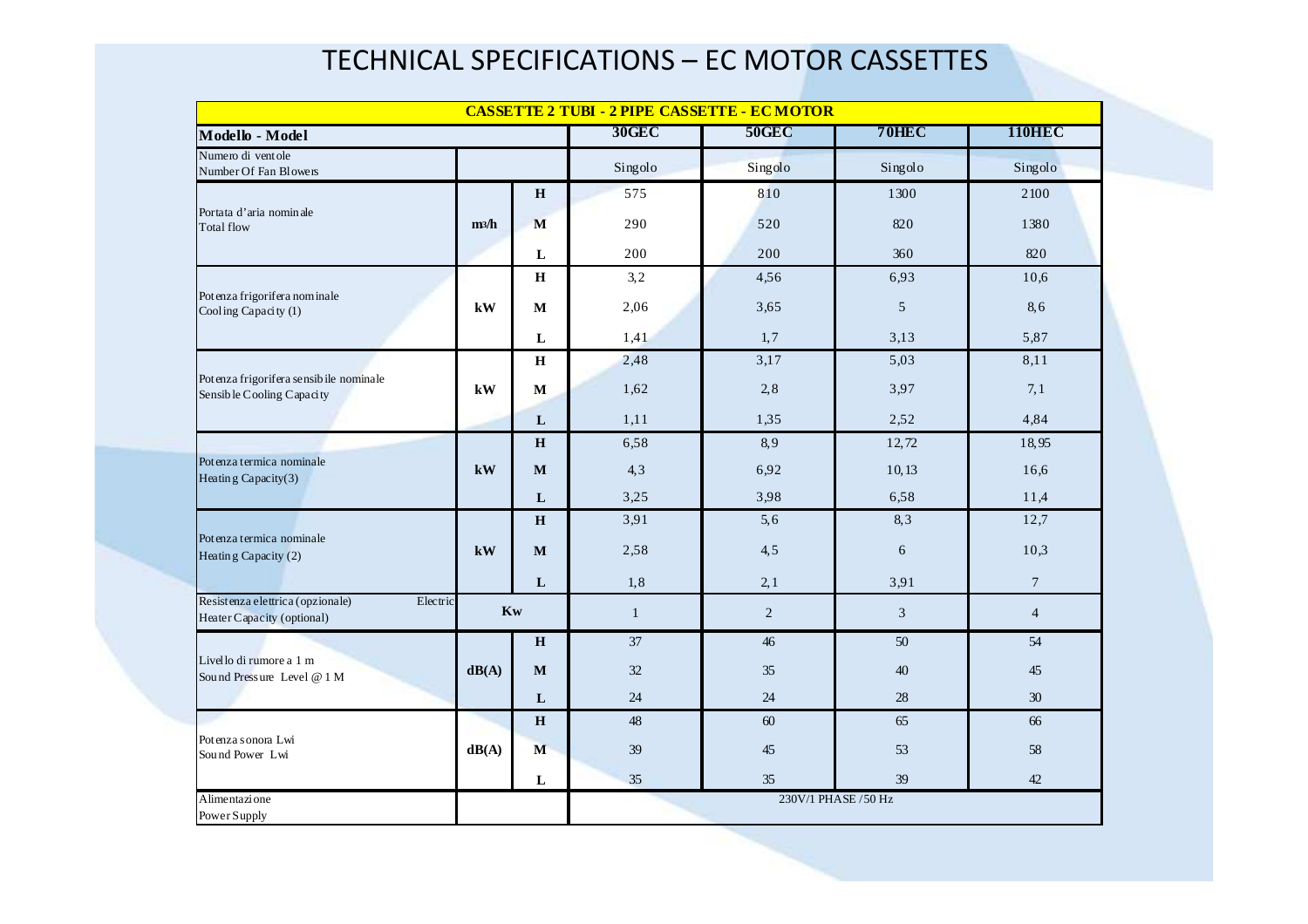# TECHNICAL SPECIFICATIONS – EC MOTOR CASSETTES

| CASSETTE 2 TUBI - 2 PIPE CASSETTE - EC MOTOR | | | | | | |
|---|---|---|---|---|---|---|
| **Modello - Model** | | | **30GEC** | **50GEC** | **70HEC** | **110HEC** |
| Numero di ventole<br>Number Of Fan Blowers | | | Singolo | Singolo | Singolo | Singolo |
| Portata d'aria nominale<br>Total flow | m3/h | **H** | 575 | 810 | 1300 | 2100 |
| | | **M** | 290 | 520 | 820 | 1380 |
| | | **L** | 200 | 200 | 360 | 820 |
| Potenza frigorifera nominale<br>Cooling Capacity (1) | **kW** | **H** | 3,2 | 4,56 | 6,93 | 10,6 |
| | | **M** | 2,06 | 3,65 | 5 | 8,6 |
| | | **L** | 1,41 | 1,7 | 3,13 | 5,87 |
| Potenza frigorifera sensibile nominale<br>Sensible Cooling Capacity | **kW** | **H** | 2,48 | 3,17 | 5,03 | 8,11 |
| | | **M** | 1,62 | 2,8 | 3,97 | 7,1 |
| | | **L** | 1,11 | 1,35 | 2,52 | 4,84 |
| Potenza termica nominale<br>Heating Capacity(3) | **kW** | **H** | 6,58 | 8,9 | 12,72 | 18,95 |
| | | **M** | 4,3 | 6,92 | 10,13 | 16,6 |
| | | **L** | 3,25 | 3,98 | 6,58 | 11,4 |
| Potenza termica nominale<br>Heating Capacity (2) | **kW** | **H** | 3,91 | 5,6 | 8,3 | 12,7 |
| | | **M** | 2,58 | 4,5 | 6 | 10,3 |
| | | **L** | 1,8 | 2,1 | 3,91 | 7 |
| Resistenza elettrica (opzionale) Electric Heater Capacity (optional) | **Kw** | | 1 | 2 | 3 | 4 |
| Livello di rumore a 1 m<br>Sound Pressure Level @ 1 M | **dB(A)** | **H** | 37 | 46 | 50 | 54 |
| | | **M** | 32 | 35 | 40 | 45 |
| | | **L** | 24 | 24 | 28 | 30 |
| Potenza sonora Lwi<br>Sound Power Lwi | **dB(A)** | **H** | 48 | 60 | 65 | 66 |
| | | **M** | 39 | 45 | 53 | 58 |
| | | **L** | 35 | 35 | 39 | 42 |
| Alimentazione<br>Power Supply | | | 230V/1 PHASE /50 Hz | | | |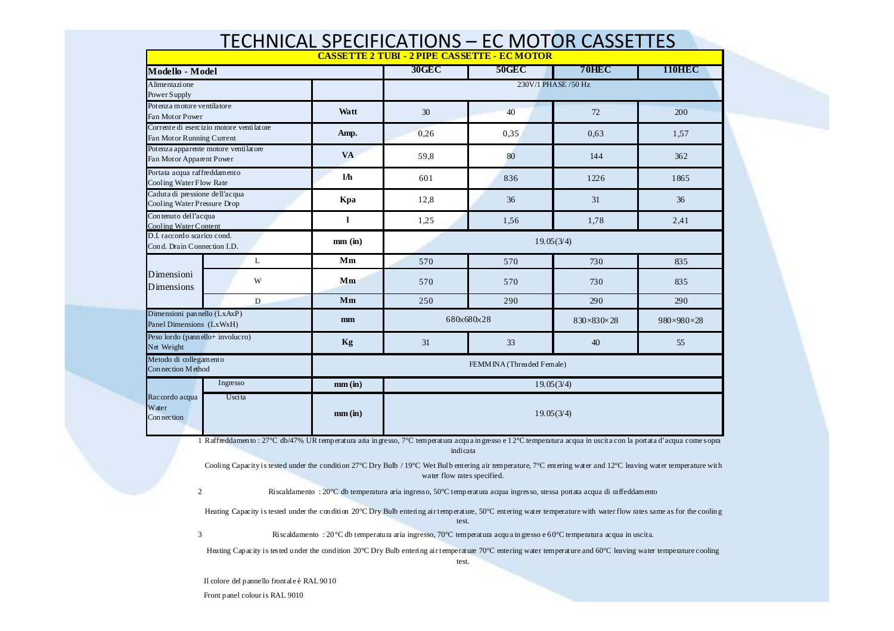# TECHNICAL SPECIFICATIONS – EC MOTOR CASSETTES

| CASSETTE 2 TUBI - 2 PIPE CASSETTE - EC MOTOR | | | | | | |
|---|---|---|---|---|---|---|
| **Modello - Model** | | | **30GEC** | **50GEC** | **70HEC** | **110HEC** |
| Alimentazione<br>Power Supply | | | 230V/1 PHASE /50 Hz | | | |
| Potenza motore ventilatore<br>Fan Motor Power | | **Watt** | 30 | 40 | 72 | 200 |
| Corrente di esercizio motore ventilatore<br>Fan Motor Running Current | | **Amp.** | 0,26 | 0,35 | 0,63 | 1,57 |
| Potenza apparente motore ventilatore<br>Fan Motor Apparent Power | | **VA** | 59,8 | 80 | 144 | 362 |
| Portata acqua raffreddamento<br>Cooling Water Flow Rate | | **l/h** | 601 | 836 | 1226 | 1865 |
| Caduta di pressione dell'acqua<br>Cooling Water Pressure Drop | | **Kpa** | 12,8 | 36 | 31 | 36 |
| Contenuto dell'acqua<br>Cooling Water Content | | **l** | 1,25 | 1,56 | 1,78 | 2,41 |
| D.I. raccordo scarico cond.<br>Cond. Drain Connection I.D. | | **mm (in)** | 19.05(3/4) | | | |
| Dimensioni<br>Dimensions | L | **Mm** | 570 | 570 | 730 | 835 |
| | W | **Mm** | 570 | 570 | 730 | 835 |
| | D | **Mm** | 250 | 290 | 290 | 290 |
| Dimensioni pannello (LxAxP)<br>Panel Dimensions (LxWxH) | | **mm** | 680x680x28 | | 830×830×28 | 980×980×28 |
| Peso lordo (pannello+ involucro)<br>Net Weight | | **Kg** | 31 | 33 | 40 | 55 |
| Metodo di collegamento<br>Connection Method | | | FEMMINA (Threaded Female) | | | |
| Raccordo acqua<br>Water<br>Connection | Ingresso | **mm (in)** | 19.05(3/4) | | | |
| | Uscita | **mm (in)** | 19.05(3/4) | | | |

1 Raffreddamento : 27°C db/47% UR temperatura aria ingresso, 7°C temperatura acqua ingresso e 12°C temperatura acqua in uscita con la portata d'acqua come sopra indicata

Cooling Capacity is tested under the condition 27°C Dry Bulb / 19°C Wet Bulb entering air temperature, 7°C entering water and 12°C leaving water temperature with water flow rates specified.

2 Riscaldamento : 20°C db temperatura aria ingresso, 50°C temperatura acqua ingresso, stessa portata acqua di raffeddamento

Heating Capacity is tested under the condition 20°C Dry Bulb entering air temperature, 50°C entering water temperature with water flow rates same as for the cooling test.

3 Riscaldamento : 20°C db temperatura aria ingresso, 70°C temperatura acqua in gresso e 60°C temperatura acqua in uscita.

Heating Capacity is tested under the condition 20°C Dry Bulb entering air temperature 70°C entering water temperature and 60°C leaving water temperature cooling test.

Il colore del pannello frontale è RAL 9010

Front panel colour is RAL 9010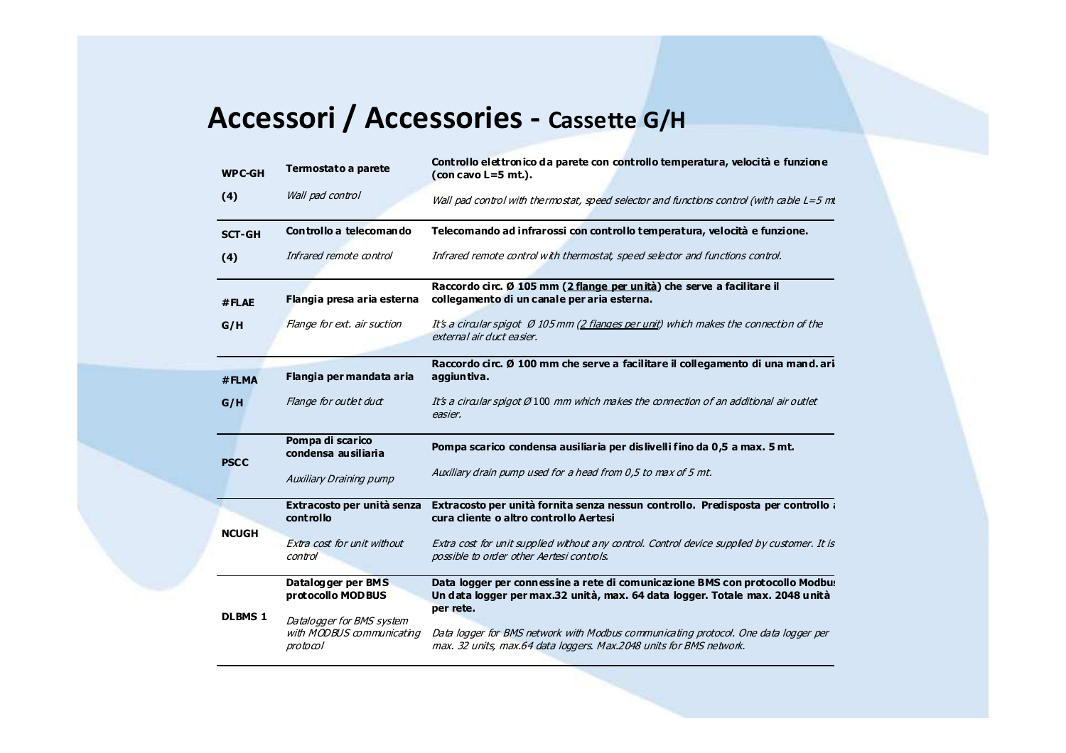# Accessori / Accessories - Cassette G/H

| Code | Name | Description |
|---|---|---|
| **WPC-GH** **(4)** | **Termostato a parete** *Wall pad control* | **Controllo elettronico da parete con controllo temperatura, velocità e funzione (con cavo L=5 mt.).** *Wall pad control with thermostat, speed selector and functions control (with cable L=5 mt* |
| **SCT-GH** **(4)** | **Controllo a telecomando** *Infrared remote control* | **Telecomando ad infrarossi con controllo temperatura, velocità e funzione.** *Infrared remote control with thermostat, speed selector and functions control.* |
| **#FLAE** **G/H** | **Flangia presa aria esterna** *Flange for ext. air suction* | **Raccordo circ. Ø 105 mm (2 flange per unità) che serve a facilitare il collegamento di un canale per aria esterna.** *It's a circular spigot Ø 105 mm (2 flanges per unit) which makes the connection of the external air duct easier.* |
| **#FLMA** **G/H** | **Flangia per mandata aria** *Flange for outlet duct* | **Raccordo circ. Ø 100 mm che serve a facilitare il collegamento di una mand. ari aggiuntiva.** *It's a circular spigot Ø 100 mm which makes the connection of an additional air outlet easier.* |
| **PSCC** | **Pompa di scarico condensa ausiliaria** *Auxiliary Draining pump* | **Pompa scarico condensa ausiliaria per dislivelli fino da 0,5 a max. 5 mt.** *Auxiliary drain pump used for a head from 0,5 to max of 5 mt.* |
| **NCUGH** | **Extracosto per unità senza controllo** *Extra cost for unit without control* | **Extracosto per unità fornita senza nessun controllo. Predisposta per controllo a cura cliente o altro controllo Aertesi** *Extra cost for unit supplied without any control. Control device supplied by customer. It is possible to order other Aertesi controls.* |
| **DLBMS 1** | **Datalogger per BMS protocollo MODBUS** *Datalogger for BMS system with MODBUS communicating protocol* | **Data logger per connessine a rete di comunicazione BMS con protocollo Modbus Un data logger per max.32 unità, max. 64 data logger. Totale max. 2048 unità per rete.** *Data logger for BMS network with Modbus communicating protocol. One data logger per max. 32 units, max.64 data loggers. Max.2048 units for BMS network.* |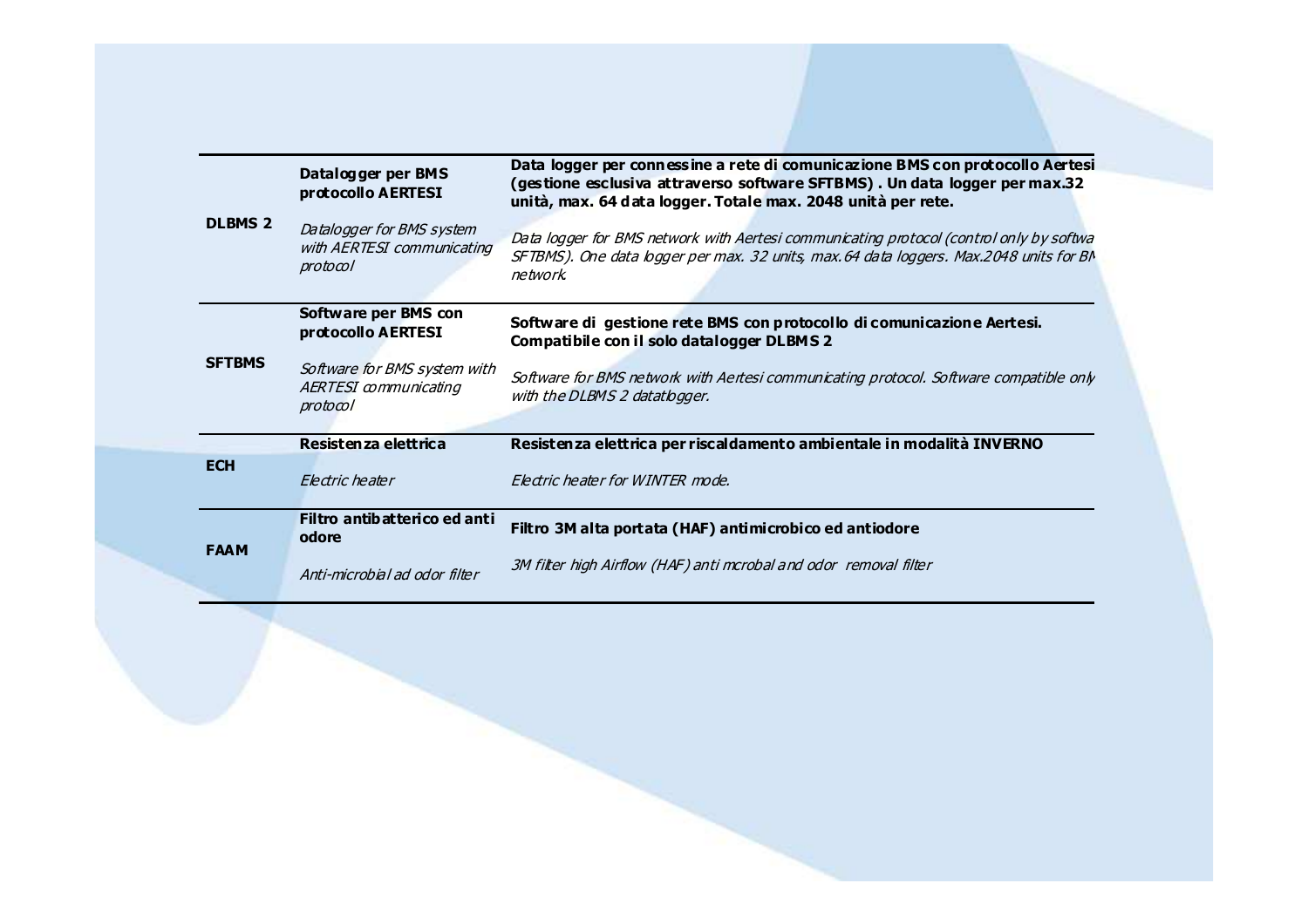| | | |
|---|---|---|
| **DLBMS 2** | **Datalogger per BMS protocollo AERTESI**<br><br>*Datalogger for BMS system with AERTESI communicating protocol* | **Data logger per connessine a rete di comunicazione BMS con protocollo Aertesi (gestione esclusiva attraverso software SFTBMS) . Un data logger per max.32 unità, max. 64 data logger. Totale max. 2048 unità per rete.**<br><br>*Data logger for BMS network with Aertesi communicating protocol (control only by softwa SFTBMS). One data logger per max. 32 units, max.64 data loggers. Max.2048 units for BM network.* |
| **SFTBMS** | **Software per BMS con protocollo AERTESI**<br><br>*Software for BMS system with AERTESI communicating protocol* | **Software di gestione rete BMS con protocollo di comunicazione Aertesi. Compatibile con il solo datalogger DLBMS 2**<br><br>*Software for BMS network with Aertesi communicating protocol. Software compatible only with the DLBMS 2 datatlogger.* |
| **ECH** | **Resistenza elettrica**<br><br>*Electric heater* | **Resistenza elettrica per riscaldamento ambientale in modalità INVERNO**<br><br>*Electric heater for WINTER mode.* |
| **FAAM** | **Filtro antibatterico ed anti odore**<br><br>*Anti-microbial ad odor filter* | **Filtro 3M alta portata (HAF) antimicrobico ed antiodore**<br><br>*3M filter high Airflow (HAF) anti mcrobal and odor removal filter* |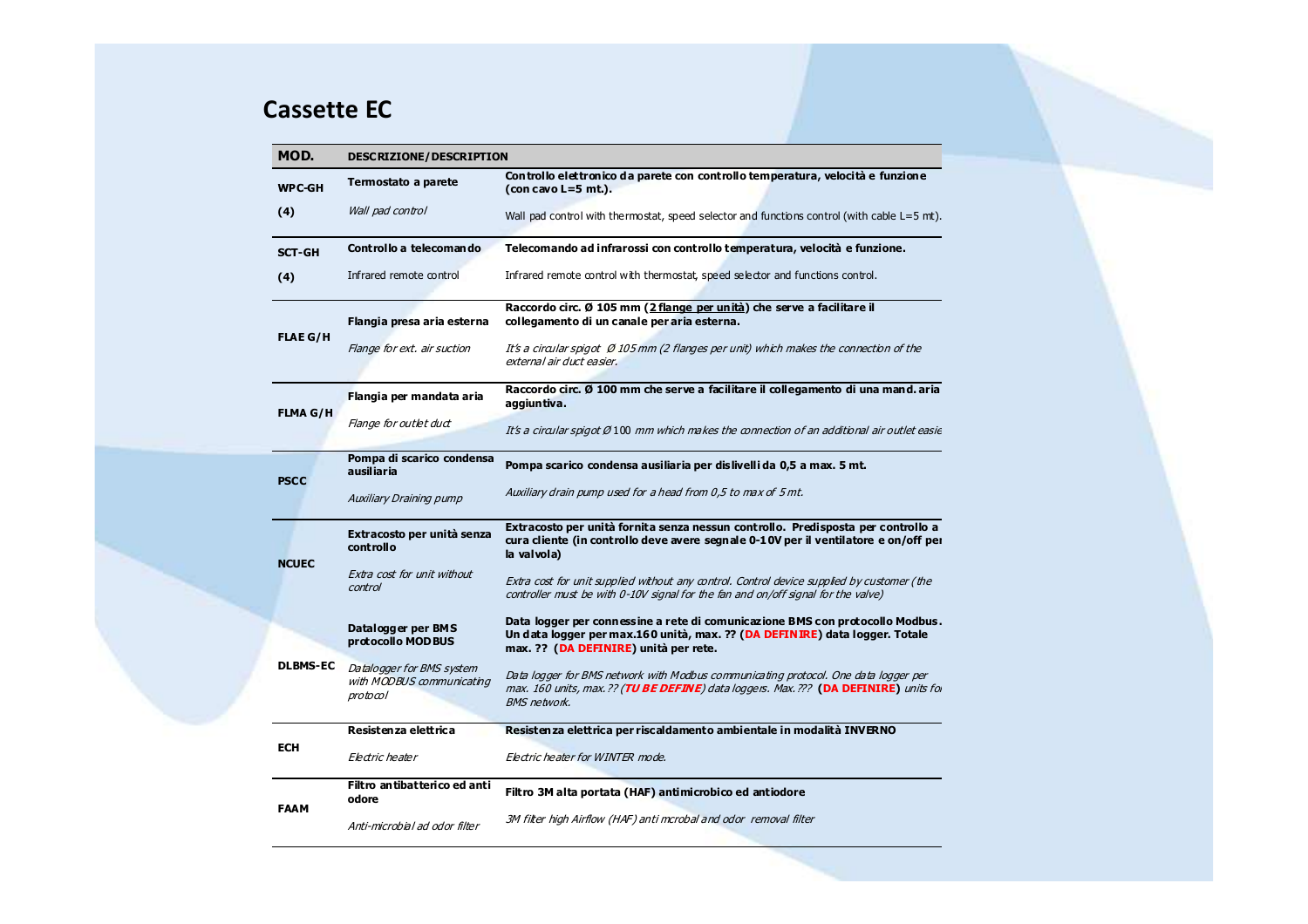## Cassette EC

| MOD. | DESCRIZIONE/DESCRIPTION | |
|---|---|---|
| **WPC-GH**<br>**(4)** | **Termostato a parete**<br>*Wall pad control* | **Controllo elettronico da parete con controllo temperatura, velocità e funzione (con cavo L=5 mt.).**<br>Wall pad control with thermostat, speed selector and functions control (with cable L=5 mt). |
| **SCT-GH**<br>**(4)** | **Controllo a telecomando**<br>Infrared remote control | **Telecomando ad infrarossi con controllo temperatura, velocità e funzione.**<br>Infrared remote control with thermostat, speed selector and functions control. |
| **FLAE G/H** | **Flangia presa aria esterna**<br>*Flange for ext. air suction* | **Raccordo circ. Ø 105 mm (2 flange per unità) che serve a facilitare il collegamento di un canale per aria esterna.**<br>*It's a circular spigot Ø 105 mm (2 flanges per unit) which makes the connection of the external air duct easier.* |
| **FLMA G/H** | **Flangia per mandata aria**<br>*Flange for outlet duct* | **Raccordo circ. Ø 100 mm che serve a facilitare il collegamento di una mand. aria aggiuntiva.**<br>*It's a circular spigot Ø 100 mm which makes the connection of an additional air outlet easie* |
| **PSCC** | **Pompa di scarico condensa ausiliaria**<br>*Auxiliary Draining pump* | **Pompa scarico condensa ausiliaria per dislivelli da 0,5 a max. 5 mt.**<br>*Auxiliary drain pump used for a head from 0,5 to max of 5 mt.* |
| **NCUEC** | **Extracosto per unità senza controllo**<br>*Extra cost for unit without control* | **Extracosto per unità fornita senza nessun controllo. Predisposta per controllo a cura cliente (in controllo deve avere segnale 0-10V per il ventilatore e on/off per la valvola)**<br>*Extra cost for unit supplied without any control. Control device supplied by customer (the controller must be with 0-10V signal for the fan and on/off signal for the valve)* |
| **DLBMS-EC** | **Datalogger per BMS protocollo MODBUS**<br>*Datalogger for BMS system with MODBUS communicating protocol* | **Data logger per connessine a rete di comunicazione BMS con protocollo Modbus. Un data logger per max.160 unità, max. ?? (DA DEFINIRE) data logger. Totale max. ?? (DA DEFINIRE) unità per rete.**<br>*Data logger for BMS network with Modbus communicating protocol. One data logger per max. 160 units, max. ?? (**TU BE DEFINE**) data loggers. Max. ???* **(DA DEFINIRE)** *units fo BMS network.* |
| **ECH** | **Resistenza elettrica**<br>*Electric heater* | **Resistenza elettrica per riscaldamento ambientale in modalità INVERNO**<br>*Electric heater for WINTER mode.* |
| **FAAM** | **Filtro antibatterico ed anti odore**<br>*Anti-microbial ad odor filter* | **Filtro 3M alta portata (HAF) antimicrobico ed antiodore**<br>*3M filter high Airflow (HAF) anti mcrobal and odor removal filter* |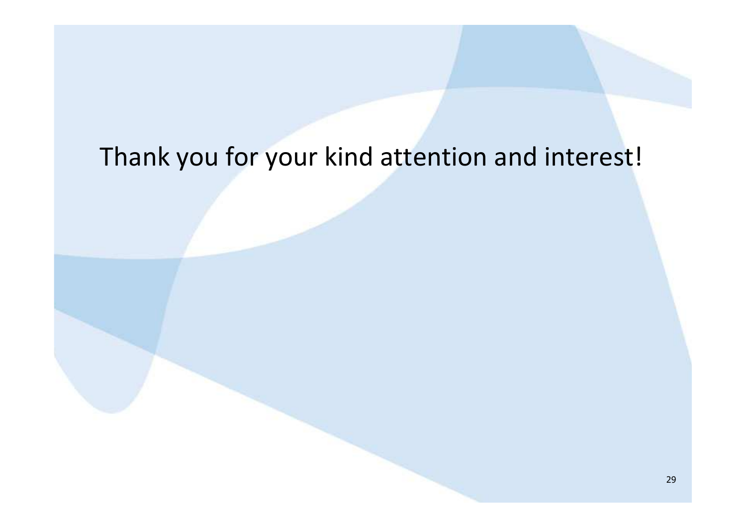Thank you for your kind attention and interest!